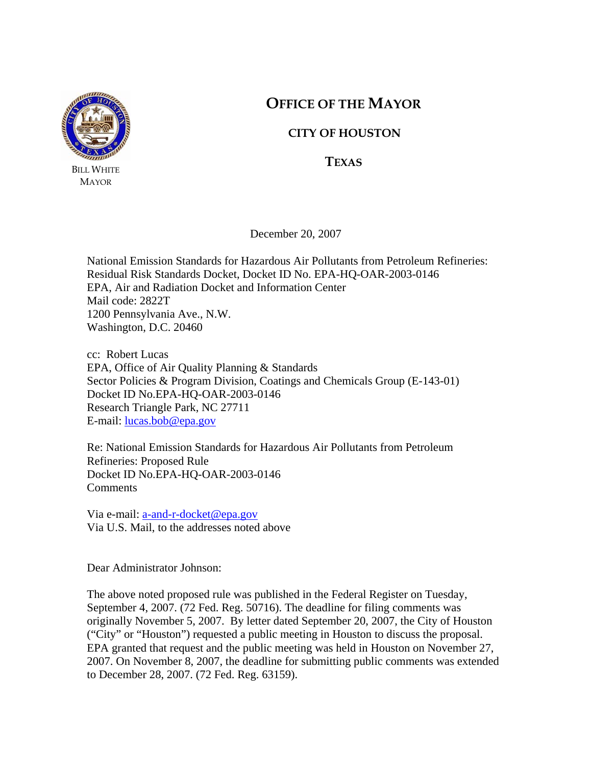BILL WHITE
MAYOR

# OFFICE OF THE MAYOR

## CITY OF HOUSTON

## TEXAS

December 20, 2007

National Emission Standards for Hazardous Air Pollutants from Petroleum Refineries: Residual Risk Standards Docket, Docket ID No. EPA-HQ-OAR-2003-0146
EPA, Air and Radiation Docket and Information Center
Mail code: 2822T
1200 Pennsylvania Ave., N.W.
Washington, D.C. 20460

cc: Robert Lucas
EPA, Office of Air Quality Planning & Standards
Sector Policies & Program Division, Coatings and Chemicals Group (E-143-01)
Docket ID No.EPA-HQ-OAR-2003-0146
Research Triangle Park, NC 27711
E-mail: lucas.bob@epa.gov

Re: National Emission Standards for Hazardous Air Pollutants from Petroleum Refineries: Proposed Rule
Docket ID No.EPA-HQ-OAR-2003-0146
Comments

Via e-mail: a-and-r-docket@epa.gov
Via U.S. Mail, to the addresses noted above

Dear Administrator Johnson:

The above noted proposed rule was published in the Federal Register on Tuesday, September 4, 2007. (72 Fed. Reg. 50716). The deadline for filing comments was originally November 5, 2007. By letter dated September 20, 2007, the City of Houston ("City" or "Houston") requested a public meeting in Houston to discuss the proposal. EPA granted that request and the public meeting was held in Houston on November 27, 2007. On November 8, 2007, the deadline for submitting public comments was extended to December 28, 2007. (72 Fed. Reg. 63159).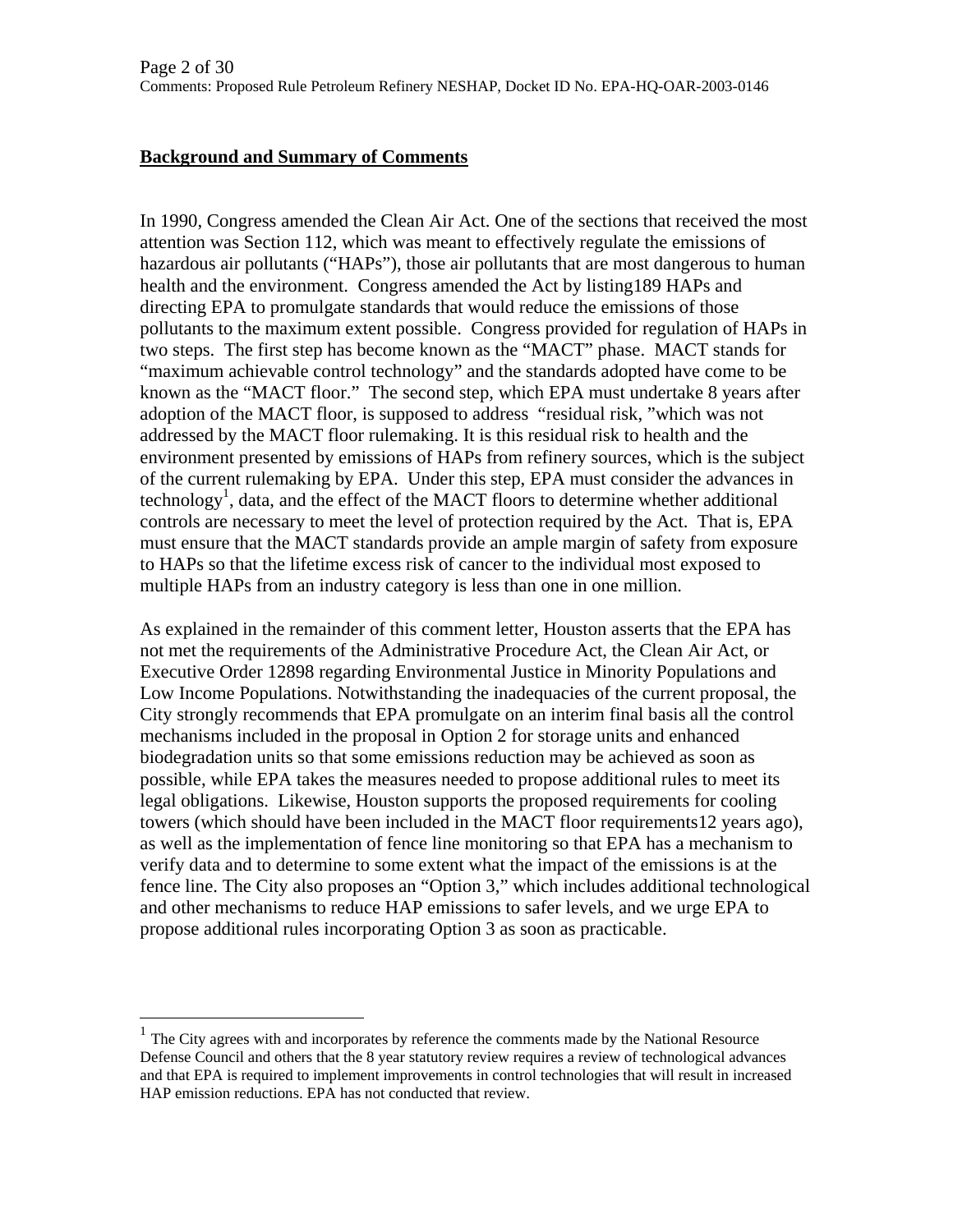**Background and Summary of Comments**

In 1990, Congress amended the Clean Air Act. One of the sections that received the most attention was Section 112, which was meant to effectively regulate the emissions of hazardous air pollutants ("HAPs"), those air pollutants that are most dangerous to human health and the environment. Congress amended the Act by listing189 HAPs and directing EPA to promulgate standards that would reduce the emissions of those pollutants to the maximum extent possible. Congress provided for regulation of HAPs in two steps. The first step has become known as the "MACT" phase. MACT stands for "maximum achievable control technology" and the standards adopted have come to be known as the "MACT floor." The second step, which EPA must undertake 8 years after adoption of the MACT floor, is supposed to address "residual risk, "which was not addressed by the MACT floor rulemaking. It is this residual risk to health and the environment presented by emissions of HAPs from refinery sources, which is the subject of the current rulemaking by EPA. Under this step, EPA must consider the advances in technology[1], data, and the effect of the MACT floors to determine whether additional controls are necessary to meet the level of protection required by the Act. That is, EPA must ensure that the MACT standards provide an ample margin of safety from exposure to HAPs so that the lifetime excess risk of cancer to the individual most exposed to multiple HAPs from an industry category is less than one in one million.

As explained in the remainder of this comment letter, Houston asserts that the EPA has not met the requirements of the Administrative Procedure Act, the Clean Air Act, or Executive Order 12898 regarding Environmental Justice in Minority Populations and Low Income Populations. Notwithstanding the inadequacies of the current proposal, the City strongly recommends that EPA promulgate on an interim final basis all the control mechanisms included in the proposal in Option 2 for storage units and enhanced biodegradation units so that some emissions reduction may be achieved as soon as possible, while EPA takes the measures needed to propose additional rules to meet its legal obligations. Likewise, Houston supports the proposed requirements for cooling towers (which should have been included in the MACT floor requirements12 years ago), as well as the implementation of fence line monitoring so that EPA has a mechanism to verify data and to determine to some extent what the impact of the emissions is at the fence line. The City also proposes an "Option 3," which includes additional technological and other mechanisms to reduce HAP emissions to safer levels, and we urge EPA to propose additional rules incorporating Option 3 as soon as practicable.

---

[1] The City agrees with and incorporates by reference the comments made by the National Resource Defense Council and others that the 8 year statutory review requires a review of technological advances and that EPA is required to implement improvements in control technologies that will result in increased HAP emission reductions. EPA has not conducted that review.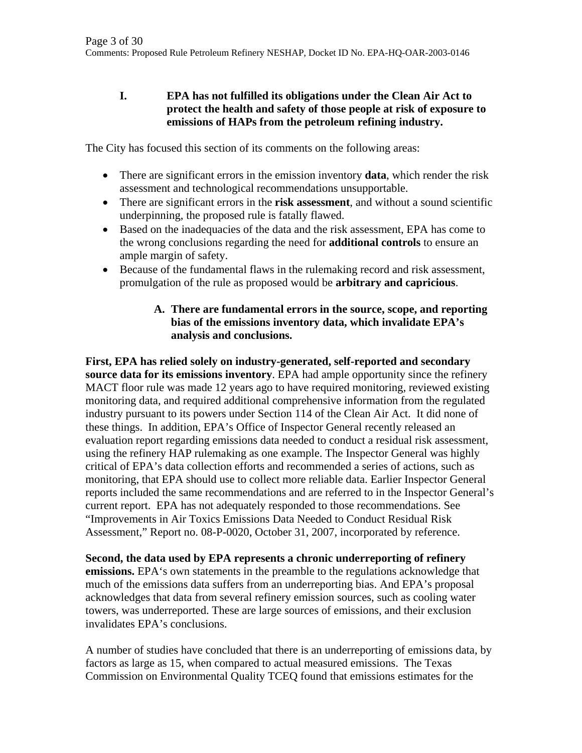## I. EPA has not fulfilled its obligations under the Clean Air Act to protect the health and safety of those people at risk of exposure to emissions of HAPs from the petroleum refining industry.

The City has focused this section of its comments on the following areas:

- There are significant errors in the emission inventory **data**, which render the risk assessment and technological recommendations unsupportable.
- There are significant errors in the **risk assessment**, and without a sound scientific underpinning, the proposed rule is fatally flawed.
- Based on the inadequacies of the data and the risk assessment, EPA has come to the wrong conclusions regarding the need for **additional controls** to ensure an ample margin of safety.
- Because of the fundamental flaws in the rulemaking record and risk assessment, promulgation of the rule as proposed would be **arbitrary and capricious**.

### A. There are fundamental errors in the source, scope, and reporting bias of the emissions inventory data, which invalidate EPA's analysis and conclusions.

**First, EPA has relied solely on industry-generated, self-reported and secondary source data for its emissions inventory**. EPA had ample opportunity since the refinery MACT floor rule was made 12 years ago to have required monitoring, reviewed existing monitoring data, and required additional comprehensive information from the regulated industry pursuant to its powers under Section 114 of the Clean Air Act. It did none of these things. In addition, EPA's Office of Inspector General recently released an evaluation report regarding emissions data needed to conduct a residual risk assessment, using the refinery HAP rulemaking as one example. The Inspector General was highly critical of EPA's data collection efforts and recommended a series of actions, such as monitoring, that EPA should use to collect more reliable data. Earlier Inspector General reports included the same recommendations and are referred to in the Inspector General's current report. EPA has not adequately responded to those recommendations. See "Improvements in Air Toxics Emissions Data Needed to Conduct Residual Risk Assessment," Report no. 08-P-0020, October 31, 2007, incorporated by reference.

**Second, the data used by EPA represents a chronic underreporting of refinery emissions.** EPA's own statements in the preamble to the regulations acknowledge that much of the emissions data suffers from an underreporting bias. And EPA's proposal acknowledges that data from several refinery emission sources, such as cooling water towers, was underreported. These are large sources of emissions, and their exclusion invalidates EPA's conclusions.

A number of studies have concluded that there is an underreporting of emissions data, by factors as large as 15, when compared to actual measured emissions. The Texas Commission on Environmental Quality TCEQ found that emissions estimates for the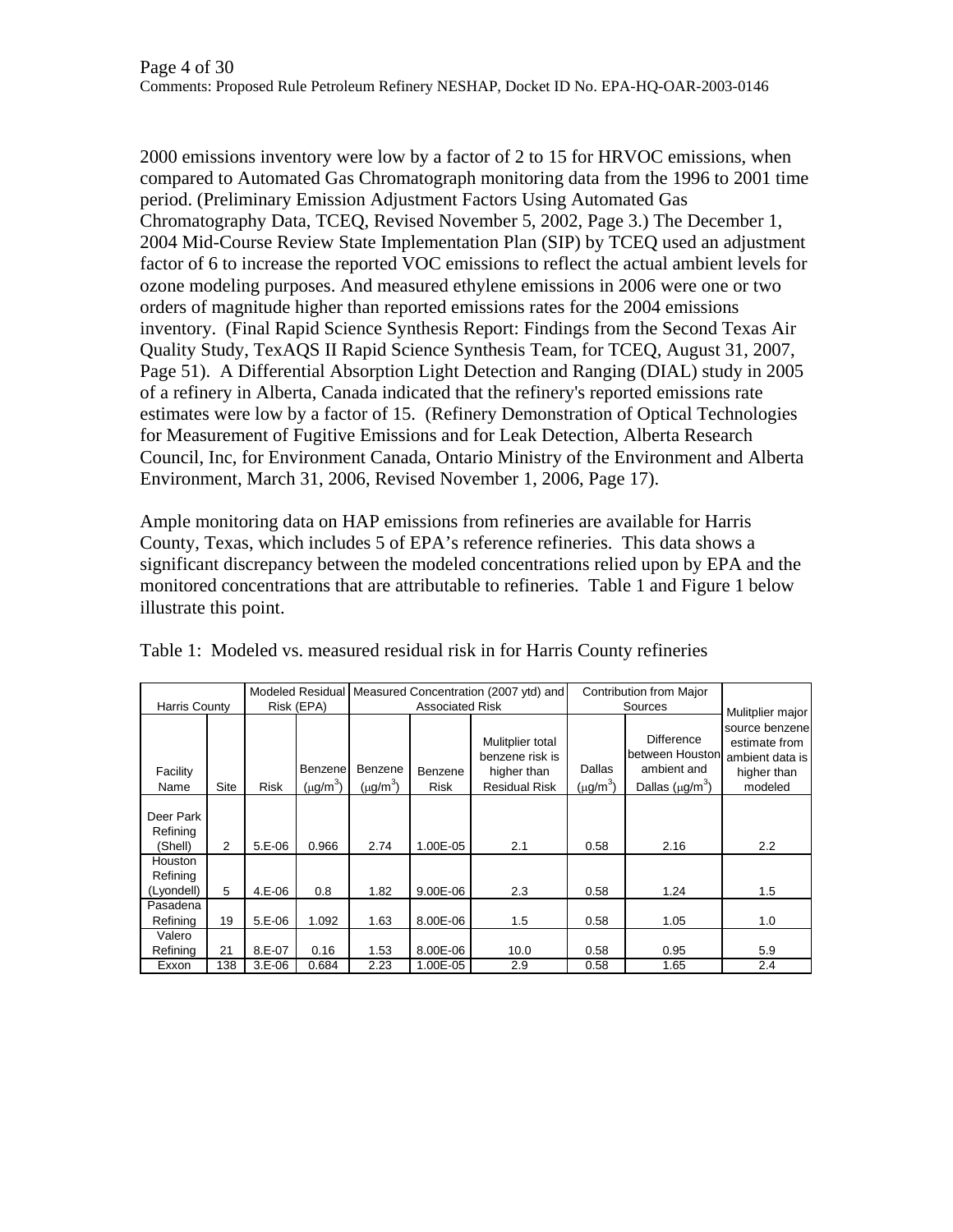2000 emissions inventory were low by a factor of 2 to 15 for HRVOC emissions, when compared to Automated Gas Chromatograph monitoring data from the 1996 to 2001 time period. (Preliminary Emission Adjustment Factors Using Automated Gas Chromatography Data, TCEQ, Revised November 5, 2002, Page 3.) The December 1, 2004 Mid-Course Review State Implementation Plan (SIP) by TCEQ used an adjustment factor of 6 to increase the reported VOC emissions to reflect the actual ambient levels for ozone modeling purposes. And measured ethylene emissions in 2006 were one or two orders of magnitude higher than reported emissions rates for the 2004 emissions inventory. (Final Rapid Science Synthesis Report: Findings from the Second Texas Air Quality Study, TexAQS II Rapid Science Synthesis Team, for TCEQ, August 31, 2007, Page 51). A Differential Absorption Light Detection and Ranging (DIAL) study in 2005 of a refinery in Alberta, Canada indicated that the refinery's reported emissions rate estimates were low by a factor of 15. (Refinery Demonstration of Optical Technologies for Measurement of Fugitive Emissions and for Leak Detection, Alberta Research Council, Inc, for Environment Canada, Ontario Ministry of the Environment and Alberta Environment, March 31, 2006, Revised November 1, 2006, Page 17).

Ample monitoring data on HAP emissions from refineries are available for Harris County, Texas, which includes 5 of EPA's reference refineries. This data shows a significant discrepancy between the modeled concentrations relied upon by EPA and the monitored concentrations that are attributable to refineries. Table 1 and Figure 1 below illustrate this point.

Table 1: Modeled vs. measured residual risk in for Harris County refineries

| Harris County | | Modeled Residual Risk (EPA) | | Measured Concentration (2007 ytd) and Associated Risk | | | Contribution from Major Sources | | Mulitplier major source benzene estimate from ambient data is higher than modeled |
|---|---|---|---|---|---|---|---|---|---|
| Facility Name | Site | Risk | Benzene ($\mu g/m^3$) | Benzene ($\mu g/m^3$) | Benzene Risk | Mulitplier total benzene risk is higher than Residual Risk | Dallas ($\mu g/m^3$) | Difference between Houston ambient and Dallas ($\mu g/m^3$) | |
| Deer Park Refining (Shell) | 2 | 5.E-06 | 0.966 | 2.74 | 1.00E-05 | 2.1 | 0.58 | 2.16 | 2.2 |
| Houston Refining (Lyondell) | 5 | 4.E-06 | 0.8 | 1.82 | 9.00E-06 | 2.3 | 0.58 | 1.24 | 1.5 |
| Pasadena Refining | 19 | 5.E-06 | 1.092 | 1.63 | 8.00E-06 | 1.5 | 0.58 | 1.05 | 1.0 |
| Valero Refining | 21 | 8.E-07 | 0.16 | 1.53 | 8.00E-06 | 10.0 | 0.58 | 0.95 | 5.9 |
| Exxon | 138 | 3.E-06 | 0.684 | 2.23 | 1.00E-05 | 2.9 | 0.58 | 1.65 | 2.4 |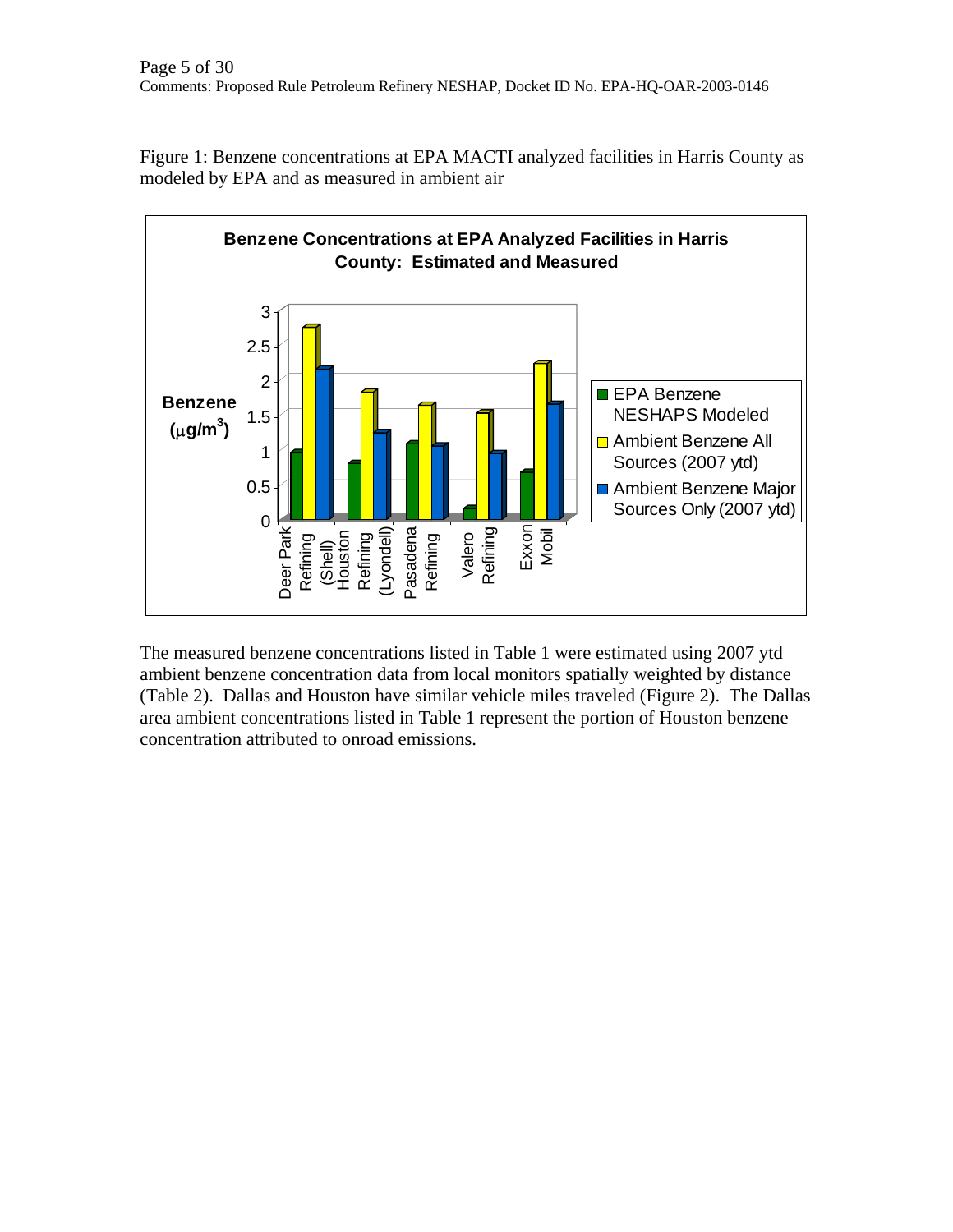Figure 1: Benzene concentrations at EPA MACTI analyzed facilities in Harris County as modeled by EPA and as measured in ambient air

**Benzene Concentrations at EPA Analyzed Facilities in Harris County: Estimated and Measured**

Benzene ($\mu g/m^3$)

- EPA Benzene NESHAPS Modeled
- Ambient Benzene All Sources (2007 ytd)
- Ambient Benzene Major Sources Only (2007 ytd)

Deer Park Refining (Shell) · Houston Refining (Lyondell) · Pasadena Refining · Valero Refining · Exxon Mobil

The measured benzene concentrations listed in Table 1 were estimated using 2007 ytd ambient benzene concentration data from local monitors spatially weighted by distance (Table 2). Dallas and Houston have similar vehicle miles traveled (Figure 2). The Dallas area ambient concentrations listed in Table 1 represent the portion of Houston benzene concentration attributed to onroad emissions.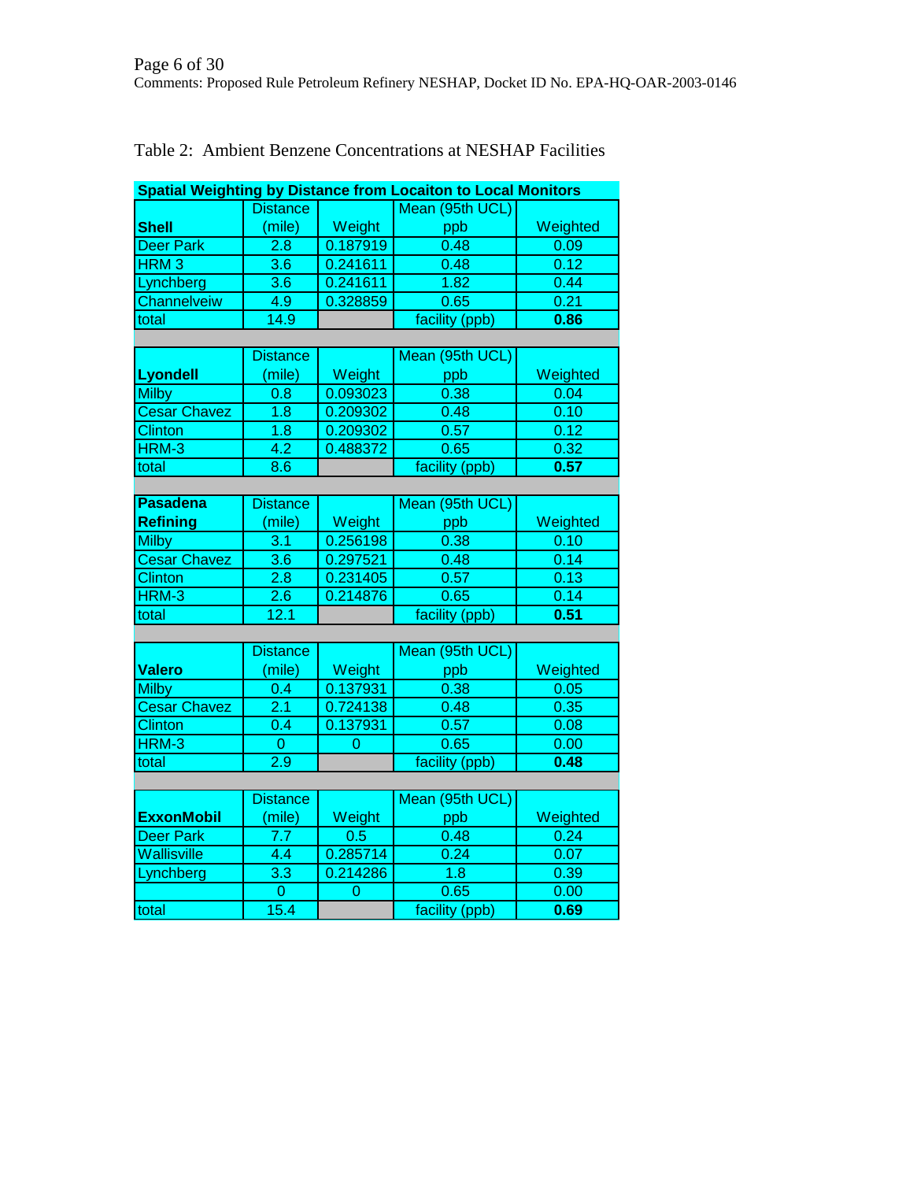Table 2: Ambient Benzene Concentrations at NESHAP Facilities

| Spatial Weighting by Distance from Locaiton to Local Monitors | | | | |
|---|---|---|---|---|
| **Shell** | Distance (mile) | Weight | Mean (95th UCL) ppb | Weighted |
| Deer Park | 2.8 | 0.187919 | 0.48 | 0.09 |
| HRM 3 | 3.6 | 0.241611 | 0.48 | 0.12 |
| Lynchberg | 3.6 | 0.241611 | 1.82 | 0.44 |
| Channelveiw | 4.9 | 0.328859 | 0.65 | 0.21 |
| total | 14.9 | | facility (ppb) | **0.86** |
| | | | | |
| **Lyondell** | Distance (mile) | Weight | Mean (95th UCL) ppb | Weighted |
| Milby | 0.8 | 0.093023 | 0.38 | 0.04 |
| Cesar Chavez | 1.8 | 0.209302 | 0.48 | 0.10 |
| Clinton | 1.8 | 0.209302 | 0.57 | 0.12 |
| HRM-3 | 4.2 | 0.488372 | 0.65 | 0.32 |
| total | 8.6 | | facility (ppb) | **0.57** |
| | | | | |
| **Pasadena Refining** | Distance (mile) | Weight | Mean (95th UCL) ppb | Weighted |
| Milby | 3.1 | 0.256198 | 0.38 | 0.10 |
| Cesar Chavez | 3.6 | 0.297521 | 0.48 | 0.14 |
| Clinton | 2.8 | 0.231405 | 0.57 | 0.13 |
| HRM-3 | 2.6 | 0.214876 | 0.65 | 0.14 |
| total | 12.1 | | facility (ppb) | **0.51** |
| | | | | |
| **Valero** | Distance (mile) | Weight | Mean (95th UCL) ppb | Weighted |
| Milby | 0.4 | 0.137931 | 0.38 | 0.05 |
| Cesar Chavez | 2.1 | 0.724138 | 0.48 | 0.35 |
| Clinton | 0.4 | 0.137931 | 0.57 | 0.08 |
| HRM-3 | 0 | 0 | 0.65 | 0.00 |
| total | 2.9 | | facility (ppb) | **0.48** |
| | | | | |
| **ExxonMobil** | Distance (mile) | Weight | Mean (95th UCL) ppb | Weighted |
| Deer Park | 7.7 | 0.5 | 0.48 | 0.24 |
| Wallisville | 4.4 | 0.285714 | 0.24 | 0.07 |
| Lynchberg | 3.3 | 0.214286 | 1.8 | 0.39 |
| | 0 | 0 | 0.65 | 0.00 |
| total | 15.4 | | facility (ppb) | **0.69** |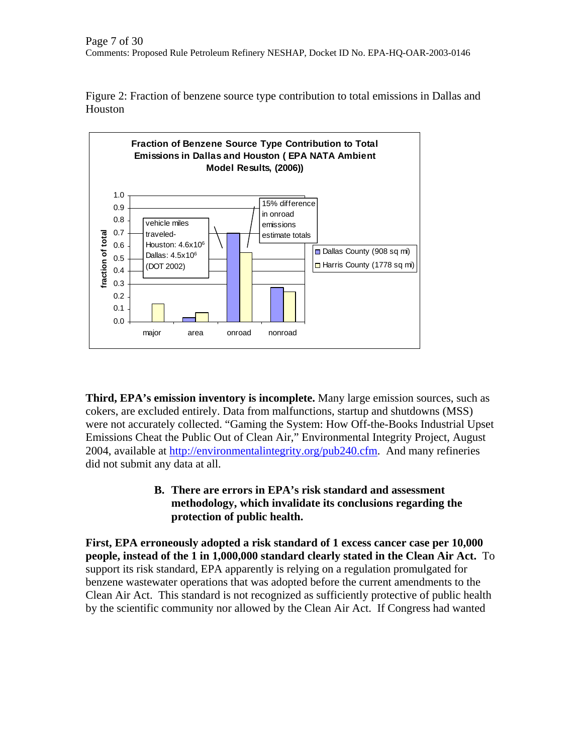Figure 2: Fraction of benzene source type contribution to total emissions in Dallas and Houston

**Third, EPA's emission inventory is incomplete.** Many large emission sources, such as cokers, are excluded entirely. Data from malfunctions, startup and shutdowns (MSS) were not accurately collected. "Gaming the System: How Off-the-Books Industrial Upset Emissions Cheat the Public Out of Clean Air," Environmental Integrity Project, August 2004, available at http://environmentalintegrity.org/pub240.cfm. And many refineries did not submit any data at all.

### B. There are errors in EPA's risk standard and assessment methodology, which invalidate its conclusions regarding the protection of public health.

**First, EPA erroneously adopted a risk standard of 1 excess cancer case per 10,000 people, instead of the 1 in 1,000,000 standard clearly stated in the Clean Air Act.** To support its risk standard, EPA apparently is relying on a regulation promulgated for benzene wastewater operations that was adopted before the current amendments to the Clean Air Act. This standard is not recognized as sufficiently protective of public health by the scientific community nor allowed by the Clean Air Act. If Congress had wanted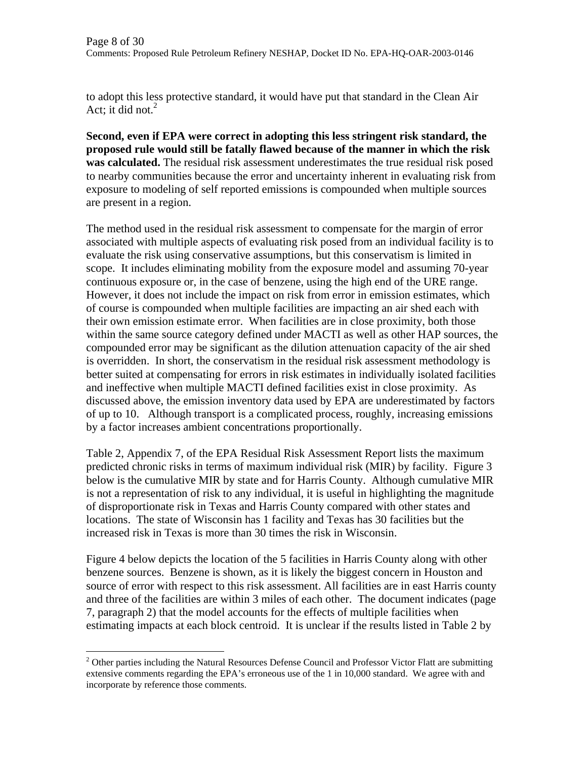to adopt this less protective standard, it would have put that standard in the Clean Air Act; it did not.[2]

**Second, even if EPA were correct in adopting this less stringent risk standard, the proposed rule would still be fatally flawed because of the manner in which the risk was calculated.** The residual risk assessment underestimates the true residual risk posed to nearby communities because the error and uncertainty inherent in evaluating risk from exposure to modeling of self reported emissions is compounded when multiple sources are present in a region.

The method used in the residual risk assessment to compensate for the margin of error associated with multiple aspects of evaluating risk posed from an individual facility is to evaluate the risk using conservative assumptions, but this conservatism is limited in scope. It includes eliminating mobility from the exposure model and assuming 70-year continuous exposure or, in the case of benzene, using the high end of the URE range. However, it does not include the impact on risk from error in emission estimates, which of course is compounded when multiple facilities are impacting an air shed each with their own emission estimate error. When facilities are in close proximity, both those within the same source category defined under MACTI as well as other HAP sources, the compounded error may be significant as the dilution attenuation capacity of the air shed is overridden. In short, the conservatism in the residual risk assessment methodology is better suited at compensating for errors in risk estimates in individually isolated facilities and ineffective when multiple MACTI defined facilities exist in close proximity. As discussed above, the emission inventory data used by EPA are underestimated by factors of up to 10. Although transport is a complicated process, roughly, increasing emissions by a factor increases ambient concentrations proportionally.

Table 2, Appendix 7, of the EPA Residual Risk Assessment Report lists the maximum predicted chronic risks in terms of maximum individual risk (MIR) by facility. Figure 3 below is the cumulative MIR by state and for Harris County. Although cumulative MIR is not a representation of risk to any individual, it is useful in highlighting the magnitude of disproportionate risk in Texas and Harris County compared with other states and locations. The state of Wisconsin has 1 facility and Texas has 30 facilities but the increased risk in Texas is more than 30 times the risk in Wisconsin.

Figure 4 below depicts the location of the 5 facilities in Harris County along with other benzene sources. Benzene is shown, as it is likely the biggest concern in Houston and source of error with respect to this risk assessment. All facilities are in east Harris county and three of the facilities are within 3 miles of each other. The document indicates (page 7, paragraph 2) that the model accounts for the effects of multiple facilities when estimating impacts at each block centroid. It is unclear if the results listed in Table 2 by

[2] Other parties including the Natural Resources Defense Council and Professor Victor Flatt are submitting extensive comments regarding the EPA's erroneous use of the 1 in 10,000 standard. We agree with and incorporate by reference those comments.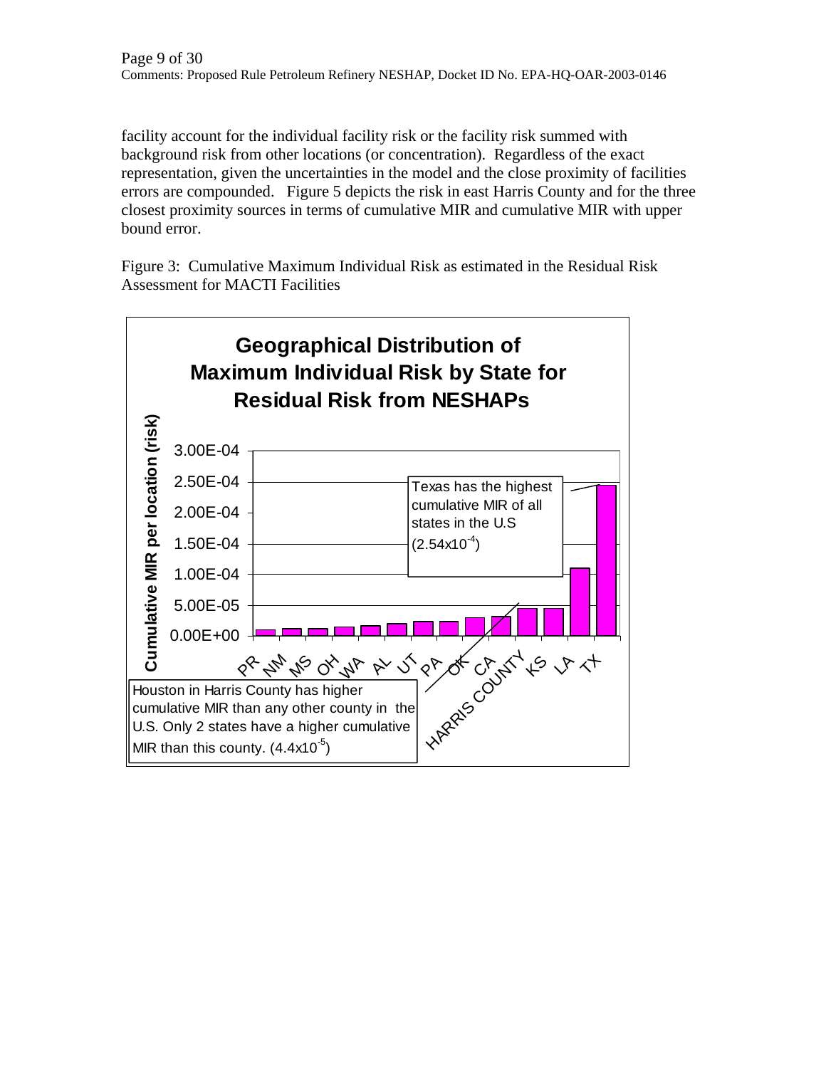facility account for the individual facility risk or the facility risk summed with background risk from other locations (or concentration). Regardless of the exact representation, given the uncertainties in the model and the close proximity of facilities errors are compounded. Figure 5 depicts the risk in east Harris County and for the three closest proximity sources in terms of cumulative MIR and cumulative MIR with upper bound error.

Figure 3: Cumulative Maximum Individual Risk as estimated in the Residual Risk Assessment for MACTI Facilities

**Geographical Distribution of Maximum Individual Risk by State for Residual Risk from NESHAPs**

Cumulative MIR per location (risk)

3.00E-04
2.50E-04
2.00E-04
1.50E-04
1.00E-04
5.00E-05
0.00E+00

PR NM MS OH WA AL UT PA OK CA HARRIS COUNTY KS LA TX

Texas has the highest cumulative MIR of all states in the U.S ($2.54x10^{-4}$)

Houston in Harris County has higher cumulative MIR than any other county in the U.S. Only 2 states have a higher cumulative MIR than this county. ($4.4x10^{-5}$)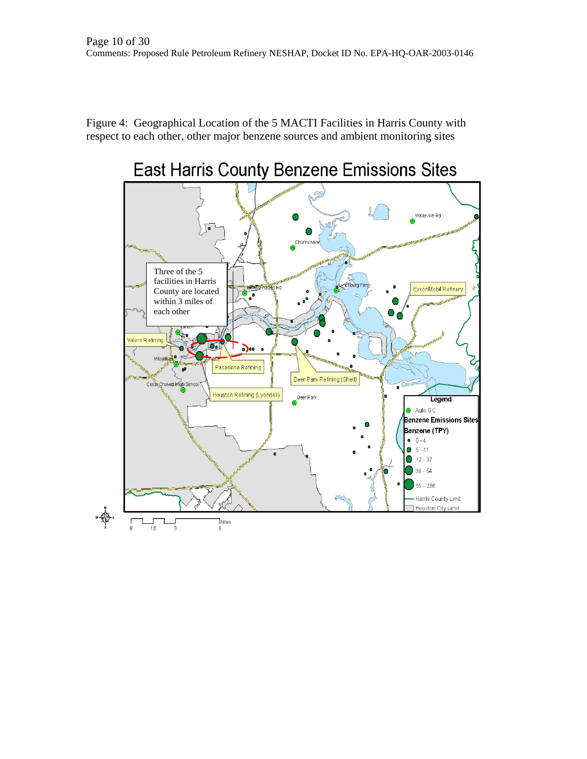Figure 4: Geographical Location of the 5 MACTI Facilities in Harris County with respect to each other, other major benzene sources and ambient monitoring sites

# East Harris County Benzene Emissions Sites

Three of the 5 facilities in Harris County are located within 3 miles of each other

Valero Refining

Pasadena Refining

Houston Refining (Lyondell)

Deer Park Refining (Shell)

ExxonMobil Refinery

Wallisville Rd

Channelview

Lynchburg Ferry

Clinton

Milby Park

Cesar Chavez High School

Deer Park

**Legend**

Auto GC

**Benzene Emissions Sites**

**Benzene (TPY)**

- 0 - 4
- 5 - 11
- 12 - 37
- 38 - 54
- 55 - 236

Harris County Limit

Houston City Limit

0 1.5 3 6 Miles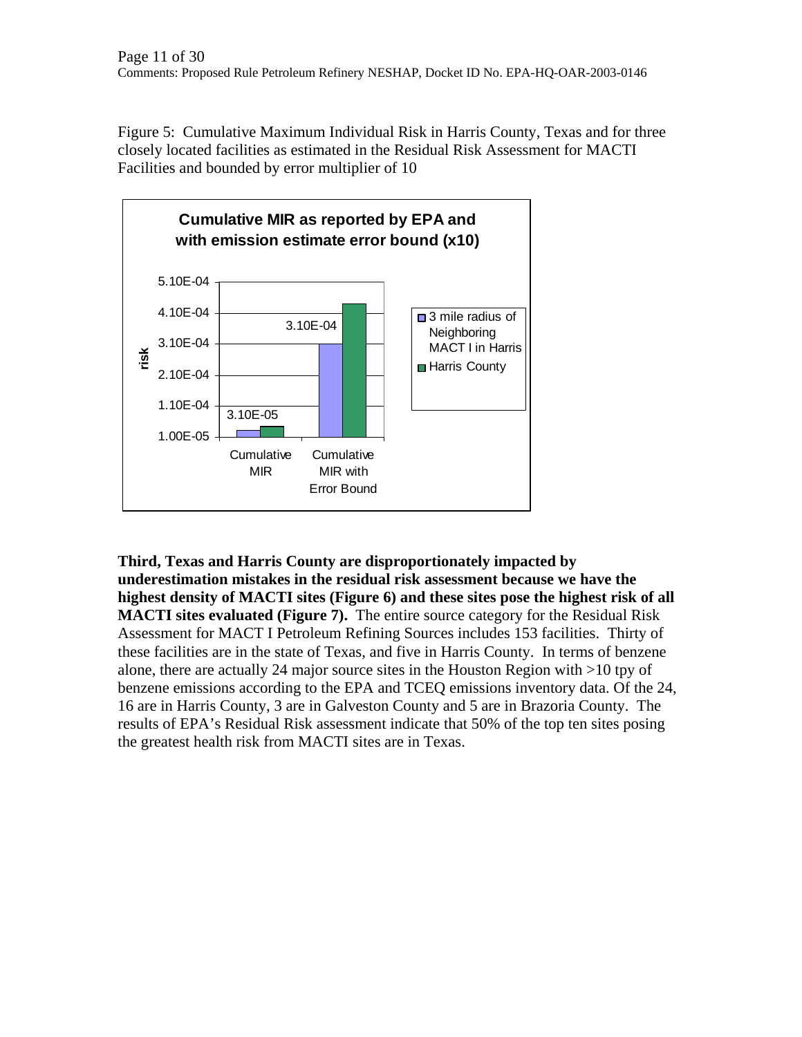Figure 5: Cumulative Maximum Individual Risk in Harris County, Texas and for three closely located facilities as estimated in the Residual Risk Assessment for MACTI Facilities and bounded by error multiplier of 10

**Third, Texas and Harris County are disproportionately impacted by underestimation mistakes in the residual risk assessment because we have the highest density of MACTI sites (Figure 6) and these sites pose the highest risk of all MACTI sites evaluated (Figure 7).** The entire source category for the Residual Risk Assessment for MACT I Petroleum Refining Sources includes 153 facilities. Thirty of these facilities are in the state of Texas, and five in Harris County. In terms of benzene alone, there are actually 24 major source sites in the Houston Region with >10 tpy of benzene emissions according to the EPA and TCEQ emissions inventory data. Of the 24, 16 are in Harris County, 3 are in Galveston County and 5 are in Brazoria County. The results of EPA's Residual Risk assessment indicate that 50% of the top ten sites posing the greatest health risk from MACTI sites are in Texas.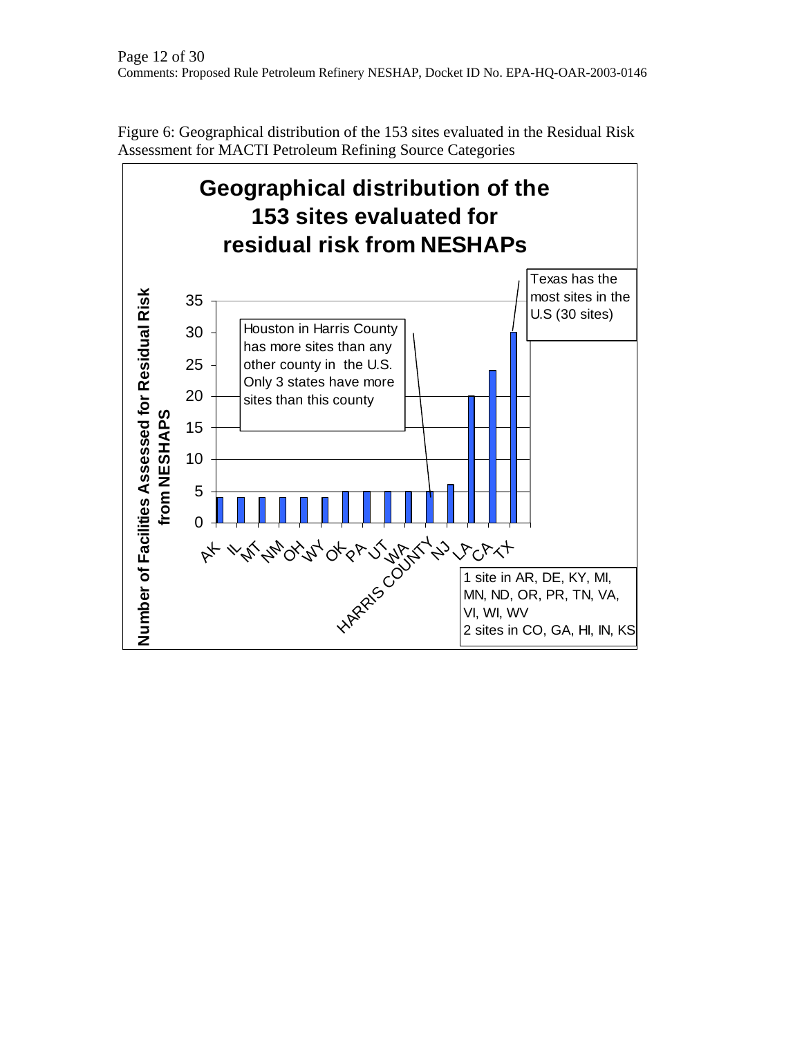Figure 6: Geographical distribution of the 153 sites evaluated in the Residual Risk Assessment for MACTI Petroleum Refining Source Categories

**Geographical distribution of the 153 sites evaluated for residual risk from NESHAPs**

| Location | Number of Facilities Assessed for Residual Risk from NESHAPS |
| --- | --- |
| AK | 4 |
| IL | 4 |
| MT | 4 |
| NM | 4 |
| OH | 4 |
| WY | 4 |
| OK | 5 |
| PA | 5 |
| UT | 5 |
| WA | 5 |
| HARRIS COUNTY | 5 |
| NJ | 6 |
| LA | 20 |
| CA | 24 |
| TX | 30 |

Texas has the most sites in the U.S (30 sites)

Houston in Harris County has more sites than any other county in the U.S. Only 3 states have more sites than this county

1 site in AR, DE, KY, MI, MN, ND, OR, PR, TN, VA, VI, WI, WV
2 sites in CO, GA, HI, IN, KS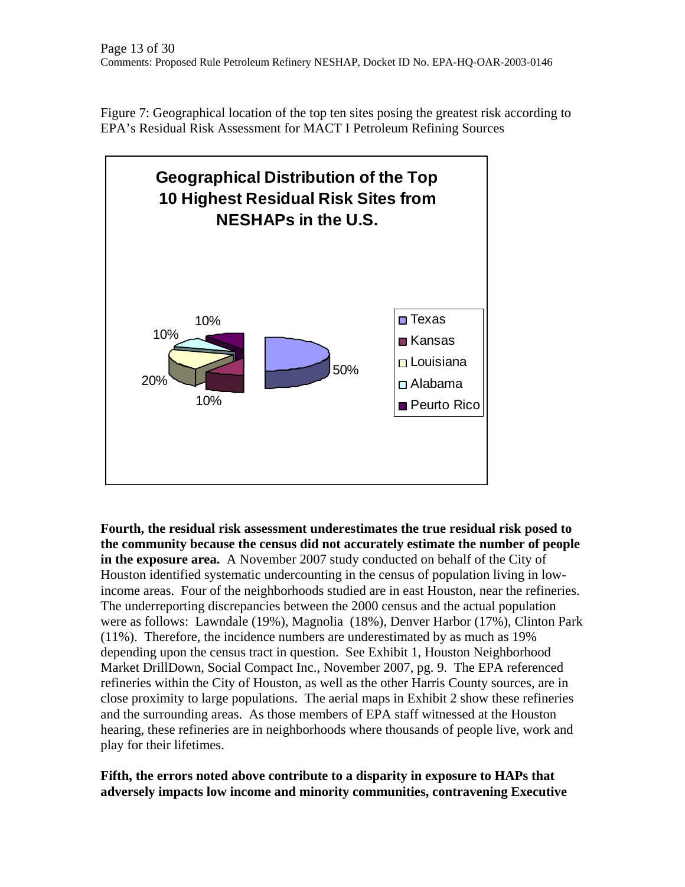Figure 7: Geographical location of the top ten sites posing the greatest risk according to EPA's Residual Risk Assessment for MACT I Petroleum Refining Sources

**Geographical Distribution of the Top 10 Highest Residual Risk Sites from NESHAPs in the U.S.**

| State | Share |
| --- | --- |
| Texas | 50% |
| Kansas | 10% |
| Louisiana | 20% |
| Alabama | 10% |
| Peurto Rico | 10% |

**Fourth, the residual risk assessment underestimates the true residual risk posed to the community because the census did not accurately estimate the number of people in the exposure area.** A November 2007 study conducted on behalf of the City of Houston identified systematic undercounting in the census of population living in low-income areas. Four of the neighborhoods studied are in east Houston, near the refineries. The underreporting discrepancies between the 2000 census and the actual population were as follows: Lawndale (19%), Magnolia (18%), Denver Harbor (17%), Clinton Park (11%). Therefore, the incidence numbers are underestimated by as much as 19% depending upon the census tract in question. See Exhibit 1, Houston Neighborhood Market DrillDown, Social Compact Inc., November 2007, pg. 9. The EPA referenced refineries within the City of Houston, as well as the other Harris County sources, are in close proximity to large populations. The aerial maps in Exhibit 2 show these refineries and the surrounding areas. As those members of EPA staff witnessed at the Houston hearing, these refineries are in neighborhoods where thousands of people live, work and play for their lifetimes.

**Fifth, the errors noted above contribute to a disparity in exposure to HAPs that adversely impacts low income and minority communities, contravening Executive**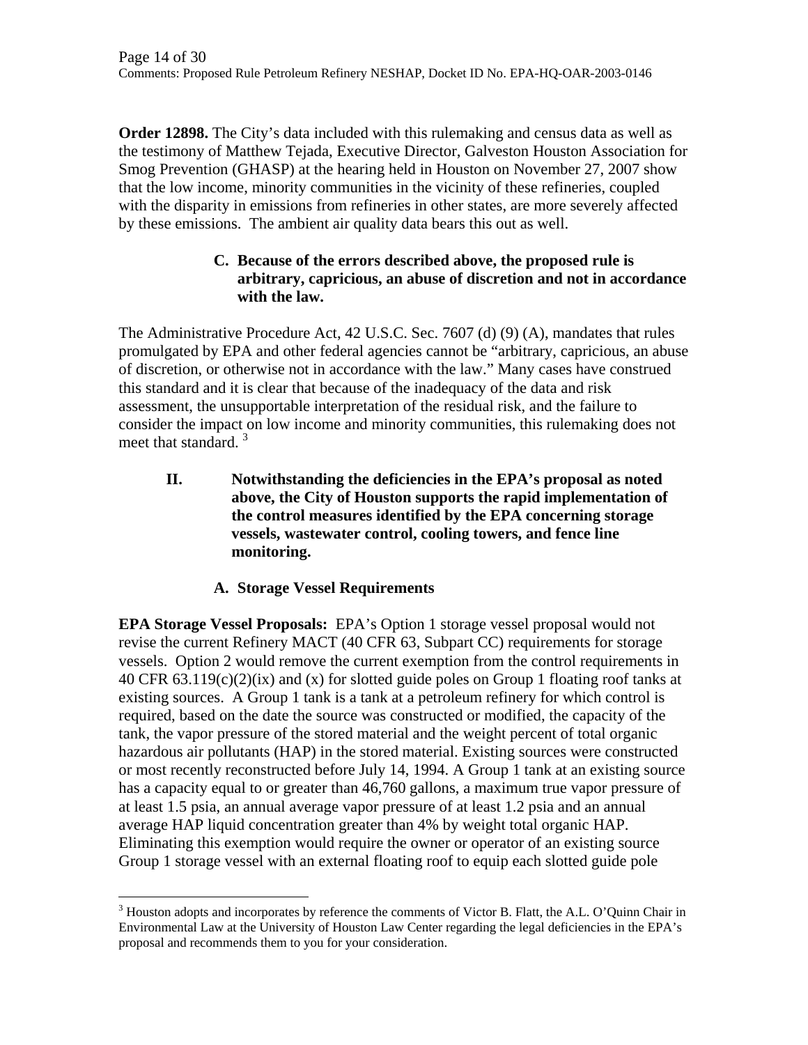**Order 12898.** The City's data included with this rulemaking and census data as well as the testimony of Matthew Tejada, Executive Director, Galveston Houston Association for Smog Prevention (GHASP) at the hearing held in Houston on November 27, 2007 show that the low income, minority communities in the vicinity of these refineries, coupled with the disparity in emissions from refineries in other states, are more severely affected by these emissions. The ambient air quality data bears this out as well.

**C. Because of the errors described above, the proposed rule is arbitrary, capricious, an abuse of discretion and not in accordance with the law.**

The Administrative Procedure Act, 42 U.S.C. Sec. 7607 (d) (9) (A), mandates that rules promulgated by EPA and other federal agencies cannot be "arbitrary, capricious, an abuse of discretion, or otherwise not in accordance with the law." Many cases have construed this standard and it is clear that because of the inadequacy of the data and risk assessment, the unsupportable interpretation of the residual risk, and the failure to consider the impact on low income and minority communities, this rulemaking does not meet that standard. [3]

**II. Notwithstanding the deficiencies in the EPA's proposal as noted above, the City of Houston supports the rapid implementation of the control measures identified by the EPA concerning storage vessels, wastewater control, cooling towers, and fence line monitoring.**

**A. Storage Vessel Requirements**

**EPA Storage Vessel Proposals:** EPA's Option 1 storage vessel proposal would not revise the current Refinery MACT (40 CFR 63, Subpart CC) requirements for storage vessels. Option 2 would remove the current exemption from the control requirements in 40 CFR 63.119(c)(2)(ix) and (x) for slotted guide poles on Group 1 floating roof tanks at existing sources. A Group 1 tank is a tank at a petroleum refinery for which control is required, based on the date the source was constructed or modified, the capacity of the tank, the vapor pressure of the stored material and the weight percent of total organic hazardous air pollutants (HAP) in the stored material. Existing sources were constructed or most recently reconstructed before July 14, 1994. A Group 1 tank at an existing source has a capacity equal to or greater than 46,760 gallons, a maximum true vapor pressure of at least 1.5 psia, an annual average vapor pressure of at least 1.2 psia and an annual average HAP liquid concentration greater than 4% by weight total organic HAP. Eliminating this exemption would require the owner or operator of an existing source Group 1 storage vessel with an external floating roof to equip each slotted guide pole

---

[3] Houston adopts and incorporates by reference the comments of Victor B. Flatt, the A.L. O'Quinn Chair in Environmental Law at the University of Houston Law Center regarding the legal deficiencies in the EPA's proposal and recommends them to you for your consideration.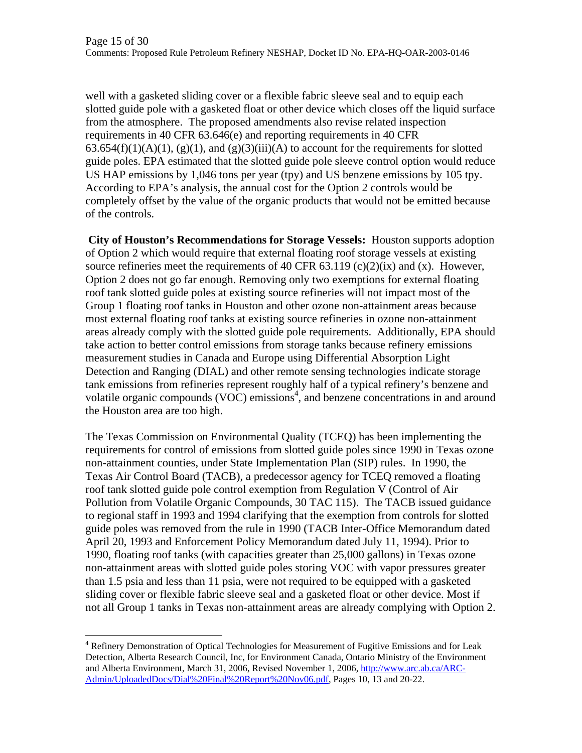well with a gasketed sliding cover or a flexible fabric sleeve seal and to equip each slotted guide pole with a gasketed float or other device which closes off the liquid surface from the atmosphere. The proposed amendments also revise related inspection requirements in 40 CFR 63.646(e) and reporting requirements in 40 CFR 63.654(f)(1)(A)(1), (g)(1), and (g)(3)(iii)(A) to account for the requirements for slotted guide poles. EPA estimated that the slotted guide pole sleeve control option would reduce US HAP emissions by 1,046 tons per year (tpy) and US benzene emissions by 105 tpy. According to EPA's analysis, the annual cost for the Option 2 controls would be completely offset by the value of the organic products that would not be emitted because of the controls.

**City of Houston's Recommendations for Storage Vessels:** Houston supports adoption of Option 2 which would require that external floating roof storage vessels at existing source refineries meet the requirements of 40 CFR 63.119 (c)(2)(ix) and (x). However, Option 2 does not go far enough. Removing only two exemptions for external floating roof tank slotted guide poles at existing source refineries will not impact most of the Group 1 floating roof tanks in Houston and other ozone non-attainment areas because most external floating roof tanks at existing source refineries in ozone non-attainment areas already comply with the slotted guide pole requirements. Additionally, EPA should take action to better control emissions from storage tanks because refinery emissions measurement studies in Canada and Europe using Differential Absorption Light Detection and Ranging (DIAL) and other remote sensing technologies indicate storage tank emissions from refineries represent roughly half of a typical refinery's benzene and volatile organic compounds (VOC) emissions[4], and benzene concentrations in and around the Houston area are too high.

The Texas Commission on Environmental Quality (TCEQ) has been implementing the requirements for control of emissions from slotted guide poles since 1990 in Texas ozone non-attainment counties, under State Implementation Plan (SIP) rules. In 1990, the Texas Air Control Board (TACB), a predecessor agency for TCEQ removed a floating roof tank slotted guide pole control exemption from Regulation V (Control of Air Pollution from Volatile Organic Compounds, 30 TAC 115). The TACB issued guidance to regional staff in 1993 and 1994 clarifying that the exemption from controls for slotted guide poles was removed from the rule in 1990 (TACB Inter-Office Memorandum dated April 20, 1993 and Enforcement Policy Memorandum dated July 11, 1994). Prior to 1990, floating roof tanks (with capacities greater than 25,000 gallons) in Texas ozone non-attainment areas with slotted guide poles storing VOC with vapor pressures greater than 1.5 psia and less than 11 psia, were not required to be equipped with a gasketed sliding cover or flexible fabric sleeve seal and a gasketed float or other device. Most if not all Group 1 tanks in Texas non-attainment areas are already complying with Option 2.

---

[4] Refinery Demonstration of Optical Technologies for Measurement of Fugitive Emissions and for Leak Detection, Alberta Research Council, Inc, for Environment Canada, Ontario Ministry of the Environment and Alberta Environment, March 31, 2006, Revised November 1, 2006, http://www.arc.ab.ca/ARC-Admin/UploadedDocs/Dial%20Final%20Report%20Nov06.pdf, Pages 10, 13 and 20-22.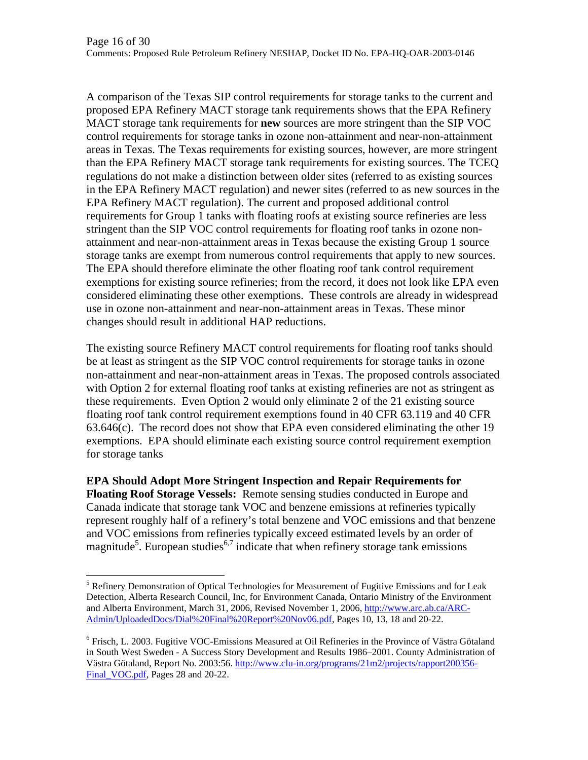A comparison of the Texas SIP control requirements for storage tanks to the current and proposed EPA Refinery MACT storage tank requirements shows that the EPA Refinery MACT storage tank requirements for **new** sources are more stringent than the SIP VOC control requirements for storage tanks in ozone non-attainment and near-non-attainment areas in Texas. The Texas requirements for existing sources, however, are more stringent than the EPA Refinery MACT storage tank requirements for existing sources. The TCEQ regulations do not make a distinction between older sites (referred to as existing sources in the EPA Refinery MACT regulation) and newer sites (referred to as new sources in the EPA Refinery MACT regulation). The current and proposed additional control requirements for Group 1 tanks with floating roofs at existing source refineries are less stringent than the SIP VOC control requirements for floating roof tanks in ozone non-attainment and near-non-attainment areas in Texas because the existing Group 1 source storage tanks are exempt from numerous control requirements that apply to new sources. The EPA should therefore eliminate the other floating roof tank control requirement exemptions for existing source refineries; from the record, it does not look like EPA even considered eliminating these other exemptions. These controls are already in widespread use in ozone non-attainment and near-non-attainment areas in Texas. These minor changes should result in additional HAP reductions.

The existing source Refinery MACT control requirements for floating roof tanks should be at least as stringent as the SIP VOC control requirements for storage tanks in ozone non-attainment and near-non-attainment areas in Texas. The proposed controls associated with Option 2 for external floating roof tanks at existing refineries are not as stringent as these requirements. Even Option 2 would only eliminate 2 of the 21 existing source floating roof tank control requirement exemptions found in 40 CFR 63.119 and 40 CFR 63.646(c). The record does not show that EPA even considered eliminating the other 19 exemptions. EPA should eliminate each existing source control requirement exemption for storage tanks

**EPA Should Adopt More Stringent Inspection and Repair Requirements for Floating Roof Storage Vessels:** Remote sensing studies conducted in Europe and Canada indicate that storage tank VOC and benzene emissions at refineries typically represent roughly half of a refinery's total benzene and VOC emissions and that benzene and VOC emissions from refineries typically exceed estimated levels by an order of magnitude[5]. European studies[6,7] indicate that when refinery storage tank emissions

---

[5] Refinery Demonstration of Optical Technologies for Measurement of Fugitive Emissions and for Leak Detection, Alberta Research Council, Inc, for Environment Canada, Ontario Ministry of the Environment and Alberta Environment, March 31, 2006, Revised November 1, 2006, http://www.arc.ab.ca/ARC-Admin/UploadedDocs/Dial%20Final%20Report%20Nov06.pdf, Pages 10, 13, 18 and 20-22.

[6] Frisch, L. 2003. Fugitive VOC-Emissions Measured at Oil Refineries in the Province of Västra Götaland in South West Sweden - A Success Story Development and Results 1986–2001. County Administration of Västra Götaland, Report No. 2003:56. http://www.clu-in.org/programs/21m2/projects/rapport200356-Final_VOC.pdf, Pages 28 and 20-22.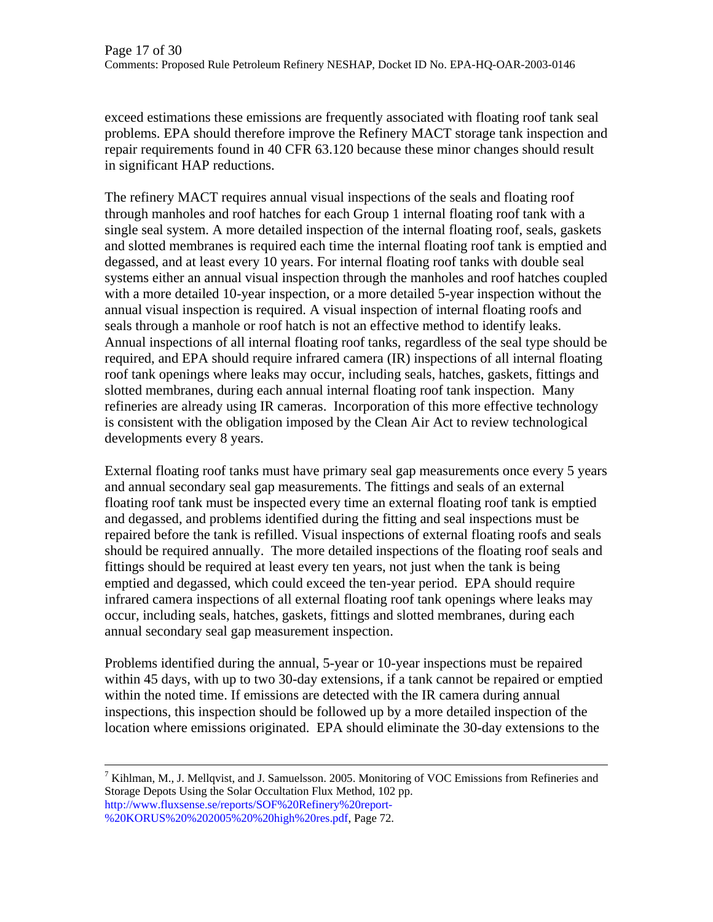exceed estimations these emissions are frequently associated with floating roof tank seal problems. EPA should therefore improve the Refinery MACT storage tank inspection and repair requirements found in 40 CFR 63.120 because these minor changes should result in significant HAP reductions.

The refinery MACT requires annual visual inspections of the seals and floating roof through manholes and roof hatches for each Group 1 internal floating roof tank with a single seal system. A more detailed inspection of the internal floating roof, seals, gaskets and slotted membranes is required each time the internal floating roof tank is emptied and degassed, and at least every 10 years. For internal floating roof tanks with double seal systems either an annual visual inspection through the manholes and roof hatches coupled with a more detailed 10-year inspection, or a more detailed 5-year inspection without the annual visual inspection is required. A visual inspection of internal floating roofs and seals through a manhole or roof hatch is not an effective method to identify leaks. Annual inspections of all internal floating roof tanks, regardless of the seal type should be required, and EPA should require infrared camera (IR) inspections of all internal floating roof tank openings where leaks may occur, including seals, hatches, gaskets, fittings and slotted membranes, during each annual internal floating roof tank inspection. Many refineries are already using IR cameras. Incorporation of this more effective technology is consistent with the obligation imposed by the Clean Air Act to review technological developments every 8 years.

External floating roof tanks must have primary seal gap measurements once every 5 years and annual secondary seal gap measurements. The fittings and seals of an external floating roof tank must be inspected every time an external floating roof tank is emptied and degassed, and problems identified during the fitting and seal inspections must be repaired before the tank is refilled. Visual inspections of external floating roofs and seals should be required annually. The more detailed inspections of the floating roof seals and fittings should be required at least every ten years, not just when the tank is being emptied and degassed, which could exceed the ten-year period. EPA should require infrared camera inspections of all external floating roof tank openings where leaks may occur, including seals, hatches, gaskets, fittings and slotted membranes, during each annual secondary seal gap measurement inspection.

Problems identified during the annual, 5-year or 10-year inspections must be repaired within 45 days, with up to two 30-day extensions, if a tank cannot be repaired or emptied within the noted time. If emissions are detected with the IR camera during annual inspections, this inspection should be followed up by a more detailed inspection of the location where emissions originated. EPA should eliminate the 30-day extensions to the

---

[7] Kihlman, M., J. Mellqvist, and J. Samuelsson. 2005. Monitoring of VOC Emissions from Refineries and Storage Depots Using the Solar Occultation Flux Method, 102 pp. http://www.fluxsense.se/reports/SOF%20Refinery%20report-%20KORUS%20%202005%20%20high%20res.pdf, Page 72.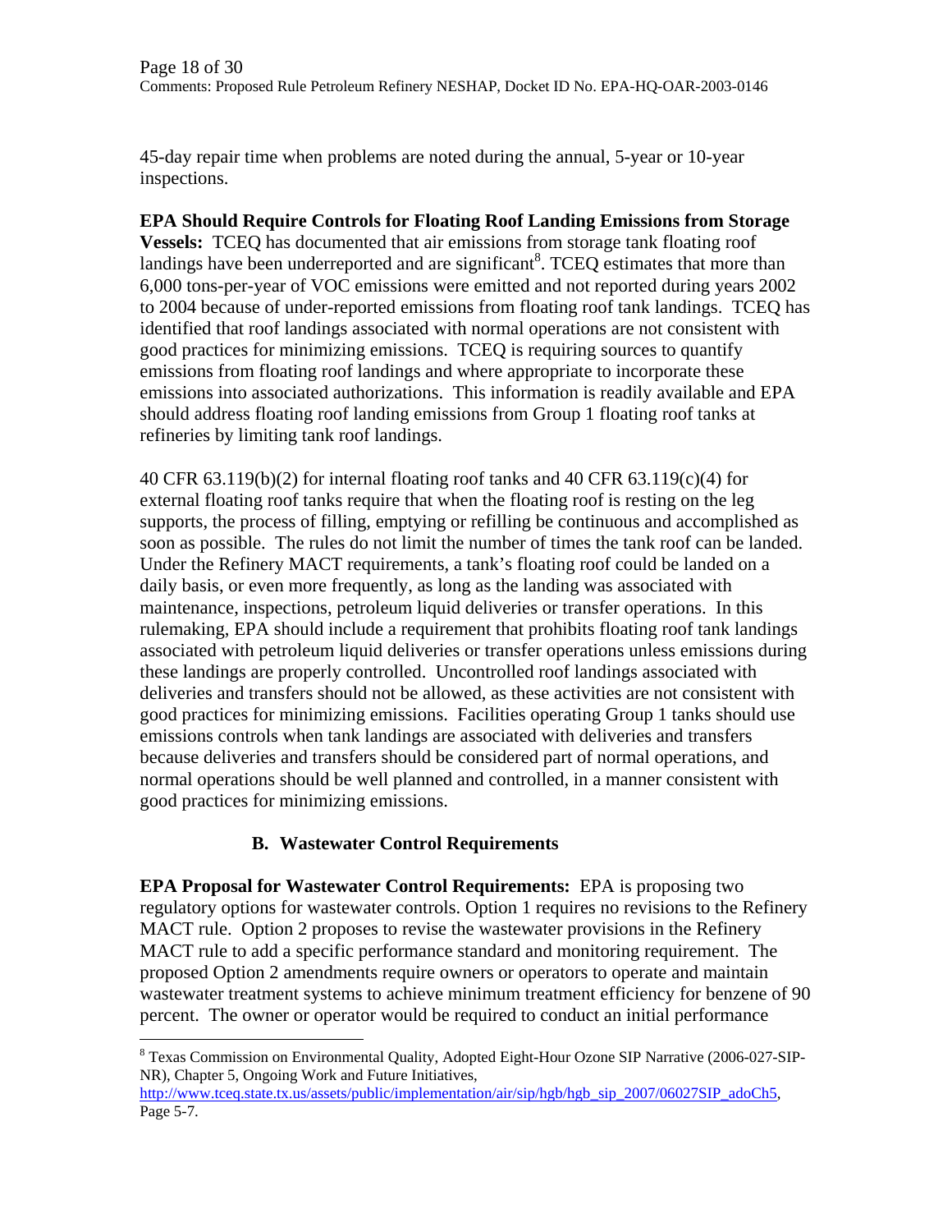45-day repair time when problems are noted during the annual, 5-year or 10-year inspections.

**EPA Should Require Controls for Floating Roof Landing Emissions from Storage Vessels:** TCEQ has documented that air emissions from storage tank floating roof landings have been underreported and are significant[8]. TCEQ estimates that more than 6,000 tons-per-year of VOC emissions were emitted and not reported during years 2002 to 2004 because of under-reported emissions from floating roof tank landings. TCEQ has identified that roof landings associated with normal operations are not consistent with good practices for minimizing emissions. TCEQ is requiring sources to quantify emissions from floating roof landings and where appropriate to incorporate these emissions into associated authorizations. This information is readily available and EPA should address floating roof landing emissions from Group 1 floating roof tanks at refineries by limiting tank roof landings.

40 CFR 63.119(b)(2) for internal floating roof tanks and 40 CFR 63.119(c)(4) for external floating roof tanks require that when the floating roof is resting on the leg supports, the process of filling, emptying or refilling be continuous and accomplished as soon as possible. The rules do not limit the number of times the tank roof can be landed. Under the Refinery MACT requirements, a tank's floating roof could be landed on a daily basis, or even more frequently, as long as the landing was associated with maintenance, inspections, petroleum liquid deliveries or transfer operations. In this rulemaking, EPA should include a requirement that prohibits floating roof tank landings associated with petroleum liquid deliveries or transfer operations unless emissions during these landings are properly controlled. Uncontrolled roof landings associated with deliveries and transfers should not be allowed, as these activities are not consistent with good practices for minimizing emissions. Facilities operating Group 1 tanks should use emissions controls when tank landings are associated with deliveries and transfers because deliveries and transfers should be considered part of normal operations, and normal operations should be well planned and controlled, in a manner consistent with good practices for minimizing emissions.

### B. Wastewater Control Requirements

**EPA Proposal for Wastewater Control Requirements:** EPA is proposing two regulatory options for wastewater controls. Option 1 requires no revisions to the Refinery MACT rule. Option 2 proposes to revise the wastewater provisions in the Refinery MACT rule to add a specific performance standard and monitoring requirement. The proposed Option 2 amendments require owners or operators to operate and maintain wastewater treatment systems to achieve minimum treatment efficiency for benzene of 90 percent. The owner or operator would be required to conduct an initial performance

---

[8] Texas Commission on Environmental Quality, Adopted Eight-Hour Ozone SIP Narrative (2006-027-SIP-NR), Chapter 5, Ongoing Work and Future Initiatives, http://www.tceq.state.tx.us/assets/public/implementation/air/sip/hgb/hgb_sip_2007/06027SIP_adoCh5, Page 5-7.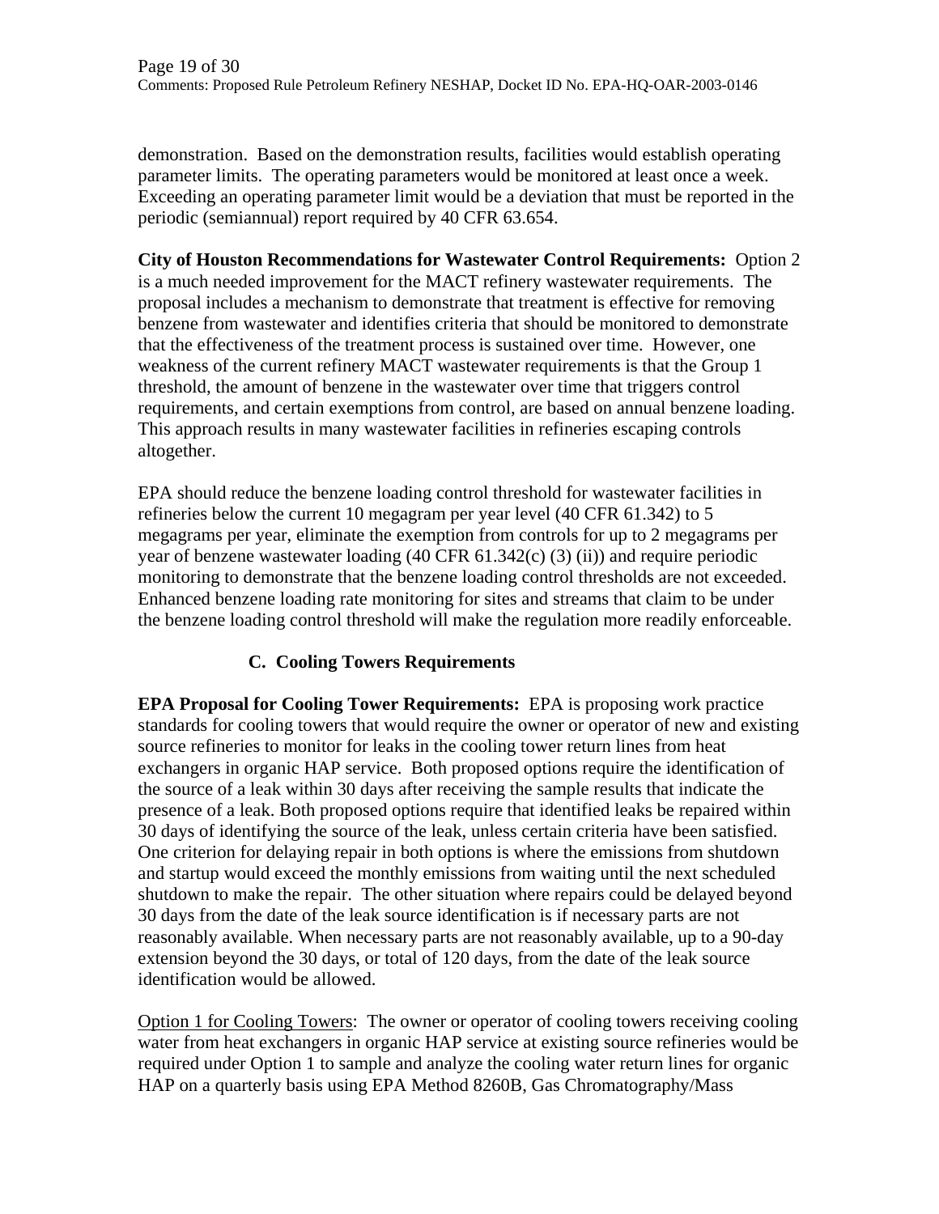demonstration. Based on the demonstration results, facilities would establish operating parameter limits. The operating parameters would be monitored at least once a week. Exceeding an operating parameter limit would be a deviation that must be reported in the periodic (semiannual) report required by 40 CFR 63.654.

**City of Houston Recommendations for Wastewater Control Requirements:** Option 2 is a much needed improvement for the MACT refinery wastewater requirements. The proposal includes a mechanism to demonstrate that treatment is effective for removing benzene from wastewater and identifies criteria that should be monitored to demonstrate that the effectiveness of the treatment process is sustained over time. However, one weakness of the current refinery MACT wastewater requirements is that the Group 1 threshold, the amount of benzene in the wastewater over time that triggers control requirements, and certain exemptions from control, are based on annual benzene loading. This approach results in many wastewater facilities in refineries escaping controls altogether.

EPA should reduce the benzene loading control threshold for wastewater facilities in refineries below the current 10 megagram per year level (40 CFR 61.342) to 5 megagrams per year, eliminate the exemption from controls for up to 2 megagrams per year of benzene wastewater loading (40 CFR 61.342(c) (3) (ii)) and require periodic monitoring to demonstrate that the benzene loading control thresholds are not exceeded. Enhanced benzene loading rate monitoring for sites and streams that claim to be under the benzene loading control threshold will make the regulation more readily enforceable.

### C. Cooling Towers Requirements

**EPA Proposal for Cooling Tower Requirements:** EPA is proposing work practice standards for cooling towers that would require the owner or operator of new and existing source refineries to monitor for leaks in the cooling tower return lines from heat exchangers in organic HAP service. Both proposed options require the identification of the source of a leak within 30 days after receiving the sample results that indicate the presence of a leak. Both proposed options require that identified leaks be repaired within 30 days of identifying the source of the leak, unless certain criteria have been satisfied. One criterion for delaying repair in both options is where the emissions from shutdown and startup would exceed the monthly emissions from waiting until the next scheduled shutdown to make the repair. The other situation where repairs could be delayed beyond 30 days from the date of the leak source identification is if necessary parts are not reasonably available. When necessary parts are not reasonably available, up to a 90-day extension beyond the 30 days, or total of 120 days, from the date of the leak source identification would be allowed.

<u>Option 1 for Cooling Towers</u>: The owner or operator of cooling towers receiving cooling water from heat exchangers in organic HAP service at existing source refineries would be required under Option 1 to sample and analyze the cooling water return lines for organic HAP on a quarterly basis using EPA Method 8260B, Gas Chromatography/Mass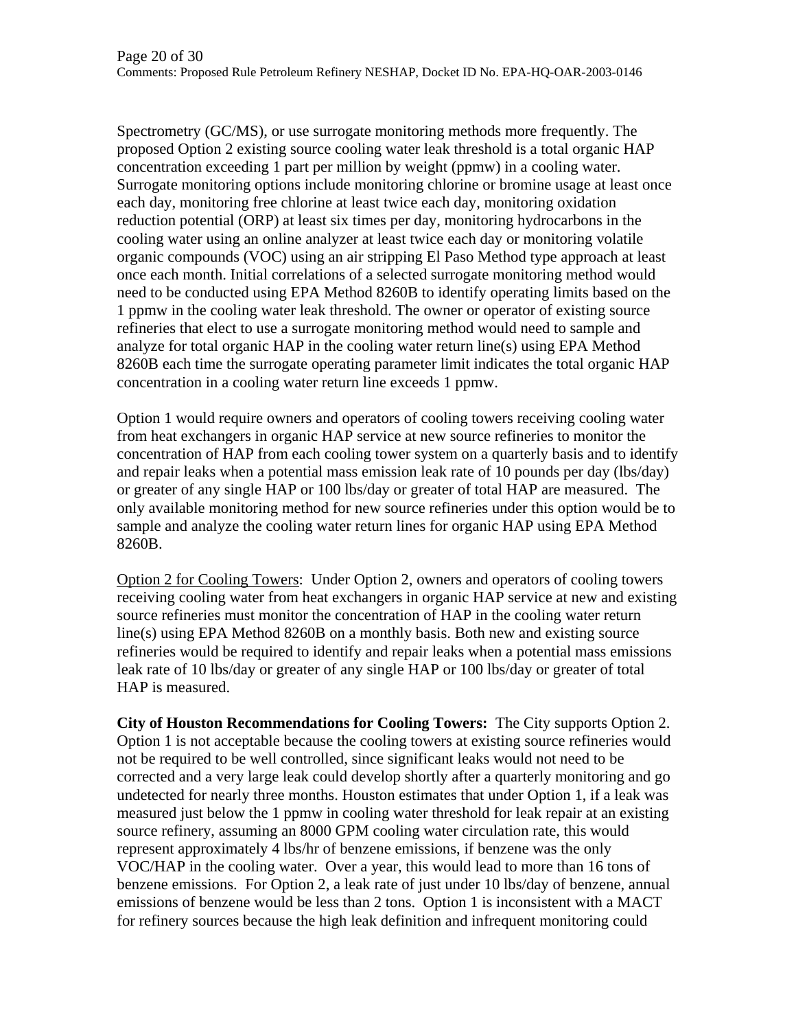Spectrometry (GC/MS), or use surrogate monitoring methods more frequently. The proposed Option 2 existing source cooling water leak threshold is a total organic HAP concentration exceeding 1 part per million by weight (ppmw) in a cooling water. Surrogate monitoring options include monitoring chlorine or bromine usage at least once each day, monitoring free chlorine at least twice each day, monitoring oxidation reduction potential (ORP) at least six times per day, monitoring hydrocarbons in the cooling water using an online analyzer at least twice each day or monitoring volatile organic compounds (VOC) using an air stripping El Paso Method type approach at least once each month. Initial correlations of a selected surrogate monitoring method would need to be conducted using EPA Method 8260B to identify operating limits based on the 1 ppmw in the cooling water leak threshold. The owner or operator of existing source refineries that elect to use a surrogate monitoring method would need to sample and analyze for total organic HAP in the cooling water return line(s) using EPA Method 8260B each time the surrogate operating parameter limit indicates the total organic HAP concentration in a cooling water return line exceeds 1 ppmw.

Option 1 would require owners and operators of cooling towers receiving cooling water from heat exchangers in organic HAP service at new source refineries to monitor the concentration of HAP from each cooling tower system on a quarterly basis and to identify and repair leaks when a potential mass emission leak rate of 10 pounds per day (lbs/day) or greater of any single HAP or 100 lbs/day or greater of total HAP are measured. The only available monitoring method for new source refineries under this option would be to sample and analyze the cooling water return lines for organic HAP using EPA Method 8260B.

Option 2 for Cooling Towers: Under Option 2, owners and operators of cooling towers receiving cooling water from heat exchangers in organic HAP service at new and existing source refineries must monitor the concentration of HAP in the cooling water return line(s) using EPA Method 8260B on a monthly basis. Both new and existing source refineries would be required to identify and repair leaks when a potential mass emissions leak rate of 10 lbs/day or greater of any single HAP or 100 lbs/day or greater of total HAP is measured.

**City of Houston Recommendations for Cooling Towers:** The City supports Option 2. Option 1 is not acceptable because the cooling towers at existing source refineries would not be required to be well controlled, since significant leaks would not need to be corrected and a very large leak could develop shortly after a quarterly monitoring and go undetected for nearly three months. Houston estimates that under Option 1, if a leak was measured just below the 1 ppmw in cooling water threshold for leak repair at an existing source refinery, assuming an 8000 GPM cooling water circulation rate, this would represent approximately 4 lbs/hr of benzene emissions, if benzene was the only VOC/HAP in the cooling water. Over a year, this would lead to more than 16 tons of benzene emissions. For Option 2, a leak rate of just under 10 lbs/day of benzene, annual emissions of benzene would be less than 2 tons. Option 1 is inconsistent with a MACT for refinery sources because the high leak definition and infrequent monitoring could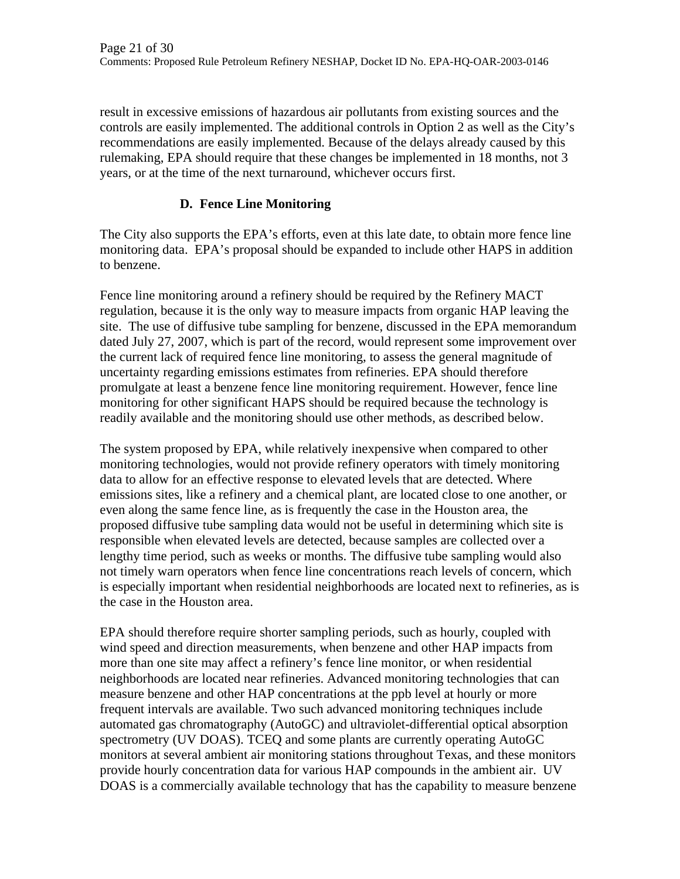result in excessive emissions of hazardous air pollutants from existing sources and the controls are easily implemented. The additional controls in Option 2 as well as the City's recommendations are easily implemented. Because of the delays already caused by this rulemaking, EPA should require that these changes be implemented in 18 months, not 3 years, or at the time of the next turnaround, whichever occurs first.

### D. Fence Line Monitoring

The City also supports the EPA's efforts, even at this late date, to obtain more fence line monitoring data. EPA's proposal should be expanded to include other HAPS in addition to benzene.

Fence line monitoring around a refinery should be required by the Refinery MACT regulation, because it is the only way to measure impacts from organic HAP leaving the site. The use of diffusive tube sampling for benzene, discussed in the EPA memorandum dated July 27, 2007, which is part of the record, would represent some improvement over the current lack of required fence line monitoring, to assess the general magnitude of uncertainty regarding emissions estimates from refineries. EPA should therefore promulgate at least a benzene fence line monitoring requirement. However, fence line monitoring for other significant HAPS should be required because the technology is readily available and the monitoring should use other methods, as described below.

The system proposed by EPA, while relatively inexpensive when compared to other monitoring technologies, would not provide refinery operators with timely monitoring data to allow for an effective response to elevated levels that are detected. Where emissions sites, like a refinery and a chemical plant, are located close to one another, or even along the same fence line, as is frequently the case in the Houston area, the proposed diffusive tube sampling data would not be useful in determining which site is responsible when elevated levels are detected, because samples are collected over a lengthy time period, such as weeks or months. The diffusive tube sampling would also not timely warn operators when fence line concentrations reach levels of concern, which is especially important when residential neighborhoods are located next to refineries, as is the case in the Houston area.

EPA should therefore require shorter sampling periods, such as hourly, coupled with wind speed and direction measurements, when benzene and other HAP impacts from more than one site may affect a refinery's fence line monitor, or when residential neighborhoods are located near refineries. Advanced monitoring technologies that can measure benzene and other HAP concentrations at the ppb level at hourly or more frequent intervals are available. Two such advanced monitoring techniques include automated gas chromatography (AutoGC) and ultraviolet-differential optical absorption spectrometry (UV DOAS). TCEQ and some plants are currently operating AutoGC monitors at several ambient air monitoring stations throughout Texas, and these monitors provide hourly concentration data for various HAP compounds in the ambient air. UV DOAS is a commercially available technology that has the capability to measure benzene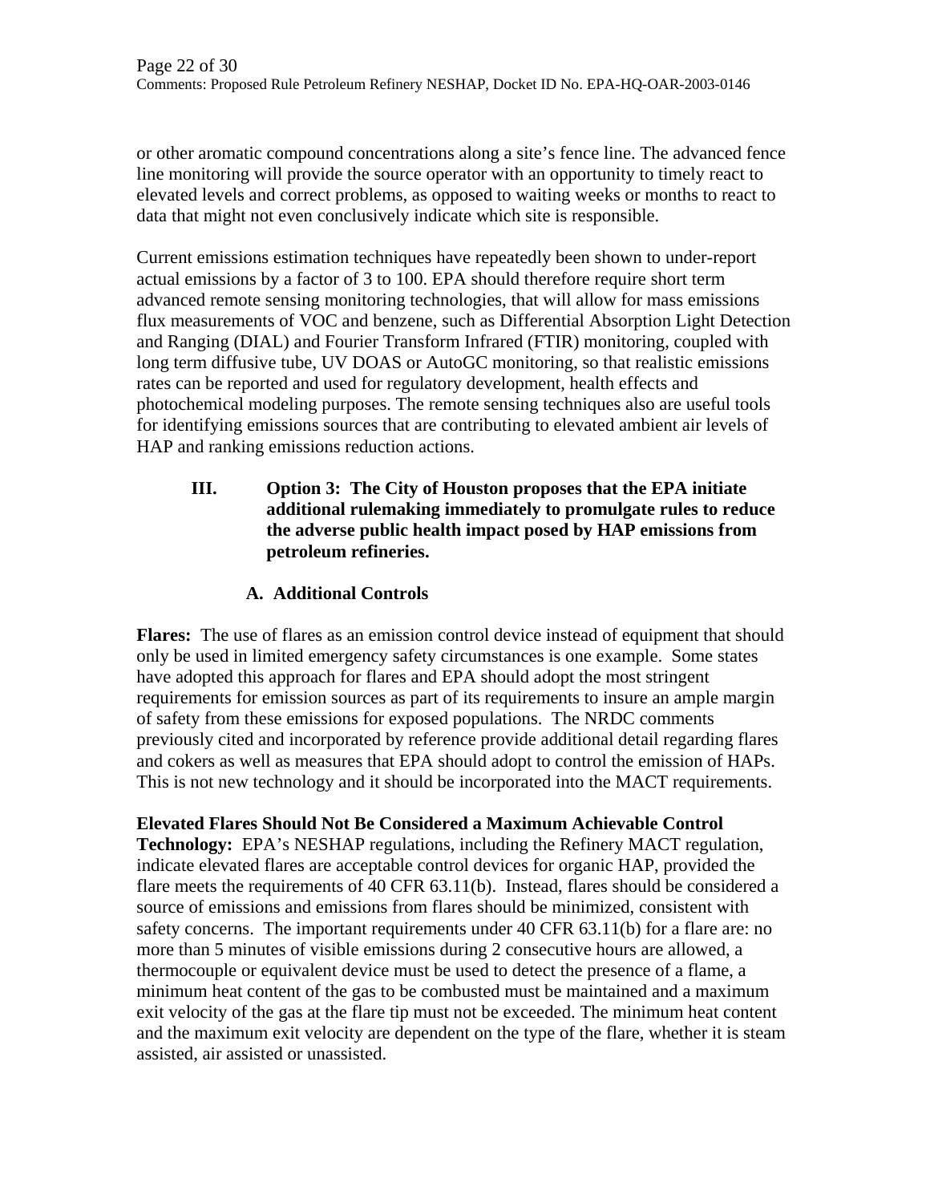or other aromatic compound concentrations along a site's fence line. The advanced fence line monitoring will provide the source operator with an opportunity to timely react to elevated levels and correct problems, as opposed to waiting weeks or months to react to data that might not even conclusively indicate which site is responsible.

Current emissions estimation techniques have repeatedly been shown to under-report actual emissions by a factor of 3 to 100. EPA should therefore require short term advanced remote sensing monitoring technologies, that will allow for mass emissions flux measurements of VOC and benzene, such as Differential Absorption Light Detection and Ranging (DIAL) and Fourier Transform Infrared (FTIR) monitoring, coupled with long term diffusive tube, UV DOAS or AutoGC monitoring, so that realistic emissions rates can be reported and used for regulatory development, health effects and photochemical modeling purposes. The remote sensing techniques also are useful tools for identifying emissions sources that are contributing to elevated ambient air levels of HAP and ranking emissions reduction actions.

## III. Option 3: The City of Houston proposes that the EPA initiate additional rulemaking immediately to promulgate rules to reduce the adverse public health impact posed by HAP emissions from petroleum refineries.

### A. Additional Controls

**Flares:** The use of flares as an emission control device instead of equipment that should only be used in limited emergency safety circumstances is one example. Some states have adopted this approach for flares and EPA should adopt the most stringent requirements for emission sources as part of its requirements to insure an ample margin of safety from these emissions for exposed populations. The NRDC comments previously cited and incorporated by reference provide additional detail regarding flares and cokers as well as measures that EPA should adopt to control the emission of HAPs. This is not new technology and it should be incorporated into the MACT requirements.

**Elevated Flares Should Not Be Considered a Maximum Achievable Control Technology:** EPA's NESHAP regulations, including the Refinery MACT regulation, indicate elevated flares are acceptable control devices for organic HAP, provided the flare meets the requirements of 40 CFR 63.11(b). Instead, flares should be considered a source of emissions and emissions from flares should be minimized, consistent with safety concerns. The important requirements under 40 CFR 63.11(b) for a flare are: no more than 5 minutes of visible emissions during 2 consecutive hours are allowed, a thermocouple or equivalent device must be used to detect the presence of a flame, a minimum heat content of the gas to be combusted must be maintained and a maximum exit velocity of the gas at the flare tip must not be exceeded. The minimum heat content and the maximum exit velocity are dependent on the type of the flare, whether it is steam assisted, air assisted or unassisted.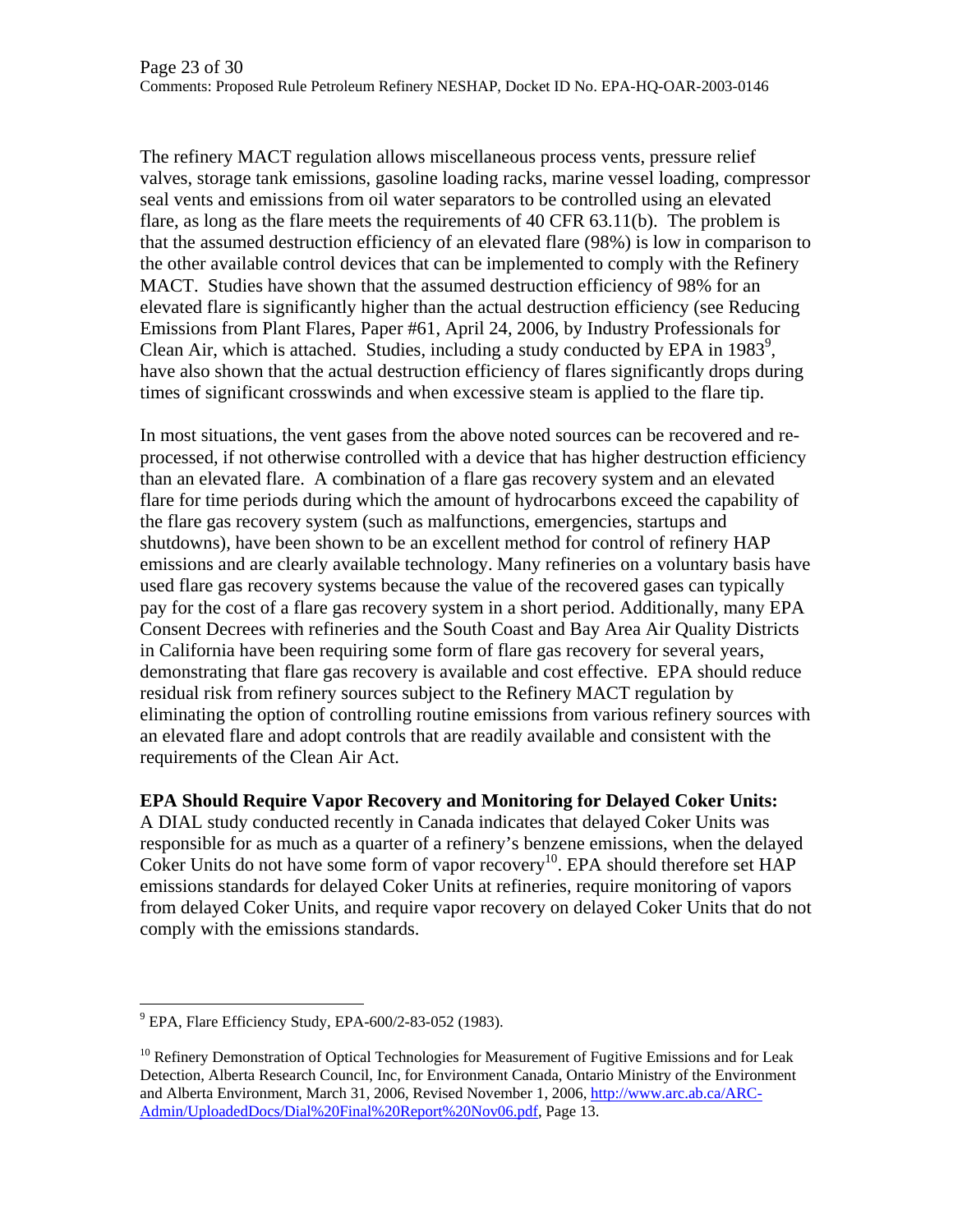The refinery MACT regulation allows miscellaneous process vents, pressure relief valves, storage tank emissions, gasoline loading racks, marine vessel loading, compressor seal vents and emissions from oil water separators to be controlled using an elevated flare, as long as the flare meets the requirements of 40 CFR 63.11(b). The problem is that the assumed destruction efficiency of an elevated flare (98%) is low in comparison to the other available control devices that can be implemented to comply with the Refinery MACT. Studies have shown that the assumed destruction efficiency of 98% for an elevated flare is significantly higher than the actual destruction efficiency (see Reducing Emissions from Plant Flares, Paper #61, April 24, 2006, by Industry Professionals for Clean Air, which is attached. Studies, including a study conducted by EPA in 1983[9], have also shown that the actual destruction efficiency of flares significantly drops during times of significant crosswinds and when excessive steam is applied to the flare tip.

In most situations, the vent gases from the above noted sources can be recovered and re-processed, if not otherwise controlled with a device that has higher destruction efficiency than an elevated flare. A combination of a flare gas recovery system and an elevated flare for time periods during which the amount of hydrocarbons exceed the capability of the flare gas recovery system (such as malfunctions, emergencies, startups and shutdowns), have been shown to be an excellent method for control of refinery HAP emissions and are clearly available technology. Many refineries on a voluntary basis have used flare gas recovery systems because the value of the recovered gases can typically pay for the cost of a flare gas recovery system in a short period. Additionally, many EPA Consent Decrees with refineries and the South Coast and Bay Area Air Quality Districts in California have been requiring some form of flare gas recovery for several years, demonstrating that flare gas recovery is available and cost effective. EPA should reduce residual risk from refinery sources subject to the Refinery MACT regulation by eliminating the option of controlling routine emissions from various refinery sources with an elevated flare and adopt controls that are readily available and consistent with the requirements of the Clean Air Act.

**EPA Should Require Vapor Recovery and Monitoring for Delayed Coker Units:**
A DIAL study conducted recently in Canada indicates that delayed Coker Units was responsible for as much as a quarter of a refinery's benzene emissions, when the delayed Coker Units do not have some form of vapor recovery[10]. EPA should therefore set HAP emissions standards for delayed Coker Units at refineries, require monitoring of vapors from delayed Coker Units, and require vapor recovery on delayed Coker Units that do not comply with the emissions standards.

---

[9] EPA, Flare Efficiency Study, EPA-600/2-83-052 (1983).

[10] Refinery Demonstration of Optical Technologies for Measurement of Fugitive Emissions and for Leak Detection, Alberta Research Council, Inc, for Environment Canada, Ontario Ministry of the Environment and Alberta Environment, March 31, 2006, Revised November 1, 2006, http://www.arc.ab.ca/ARC-Admin/UploadedDocs/Dial%20Final%20Report%20Nov06.pdf, Page 13.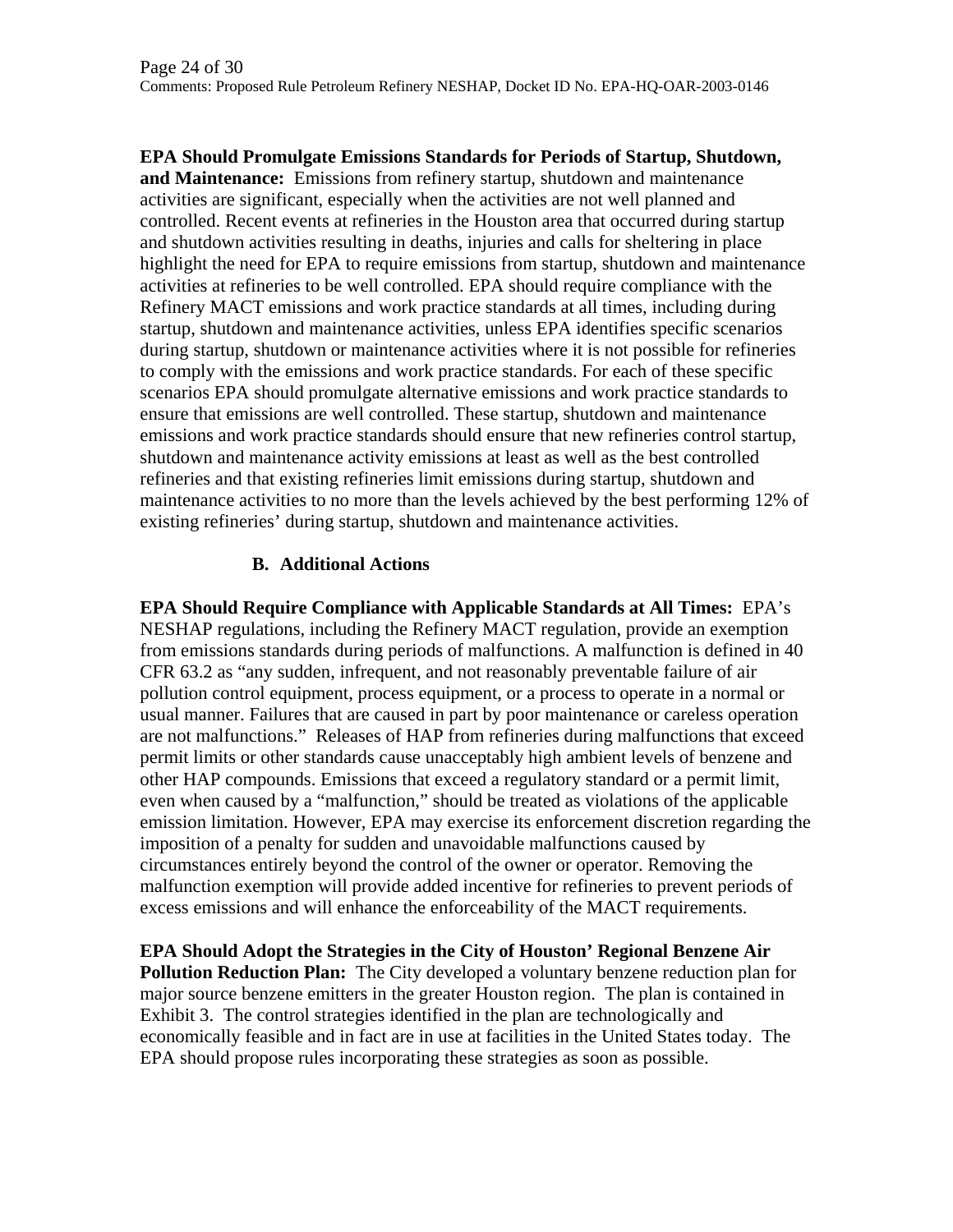**EPA Should Promulgate Emissions Standards for Periods of Startup, Shutdown, and Maintenance:** Emissions from refinery startup, shutdown and maintenance activities are significant, especially when the activities are not well planned and controlled. Recent events at refineries in the Houston area that occurred during startup and shutdown activities resulting in deaths, injuries and calls for sheltering in place highlight the need for EPA to require emissions from startup, shutdown and maintenance activities at refineries to be well controlled. EPA should require compliance with the Refinery MACT emissions and work practice standards at all times, including during startup, shutdown and maintenance activities, unless EPA identifies specific scenarios during startup, shutdown or maintenance activities where it is not possible for refineries to comply with the emissions and work practice standards. For each of these specific scenarios EPA should promulgate alternative emissions and work practice standards to ensure that emissions are well controlled. These startup, shutdown and maintenance emissions and work practice standards should ensure that new refineries control startup, shutdown and maintenance activity emissions at least as well as the best controlled refineries and that existing refineries limit emissions during startup, shutdown and maintenance activities to no more than the levels achieved by the best performing 12% of existing refineries' during startup, shutdown and maintenance activities.

## B. Additional Actions

**EPA Should Require Compliance with Applicable Standards at All Times:** EPA's NESHAP regulations, including the Refinery MACT regulation, provide an exemption from emissions standards during periods of malfunctions. A malfunction is defined in 40 CFR 63.2 as "any sudden, infrequent, and not reasonably preventable failure of air pollution control equipment, process equipment, or a process to operate in a normal or usual manner. Failures that are caused in part by poor maintenance or careless operation are not malfunctions." Releases of HAP from refineries during malfunctions that exceed permit limits or other standards cause unacceptably high ambient levels of benzene and other HAP compounds. Emissions that exceed a regulatory standard or a permit limit, even when caused by a "malfunction," should be treated as violations of the applicable emission limitation. However, EPA may exercise its enforcement discretion regarding the imposition of a penalty for sudden and unavoidable malfunctions caused by circumstances entirely beyond the control of the owner or operator. Removing the malfunction exemption will provide added incentive for refineries to prevent periods of excess emissions and will enhance the enforceability of the MACT requirements.

**EPA Should Adopt the Strategies in the City of Houston' Regional Benzene Air Pollution Reduction Plan:** The City developed a voluntary benzene reduction plan for major source benzene emitters in the greater Houston region. The plan is contained in Exhibit 3. The control strategies identified in the plan are technologically and economically feasible and in fact are in use at facilities in the United States today. The EPA should propose rules incorporating these strategies as soon as possible.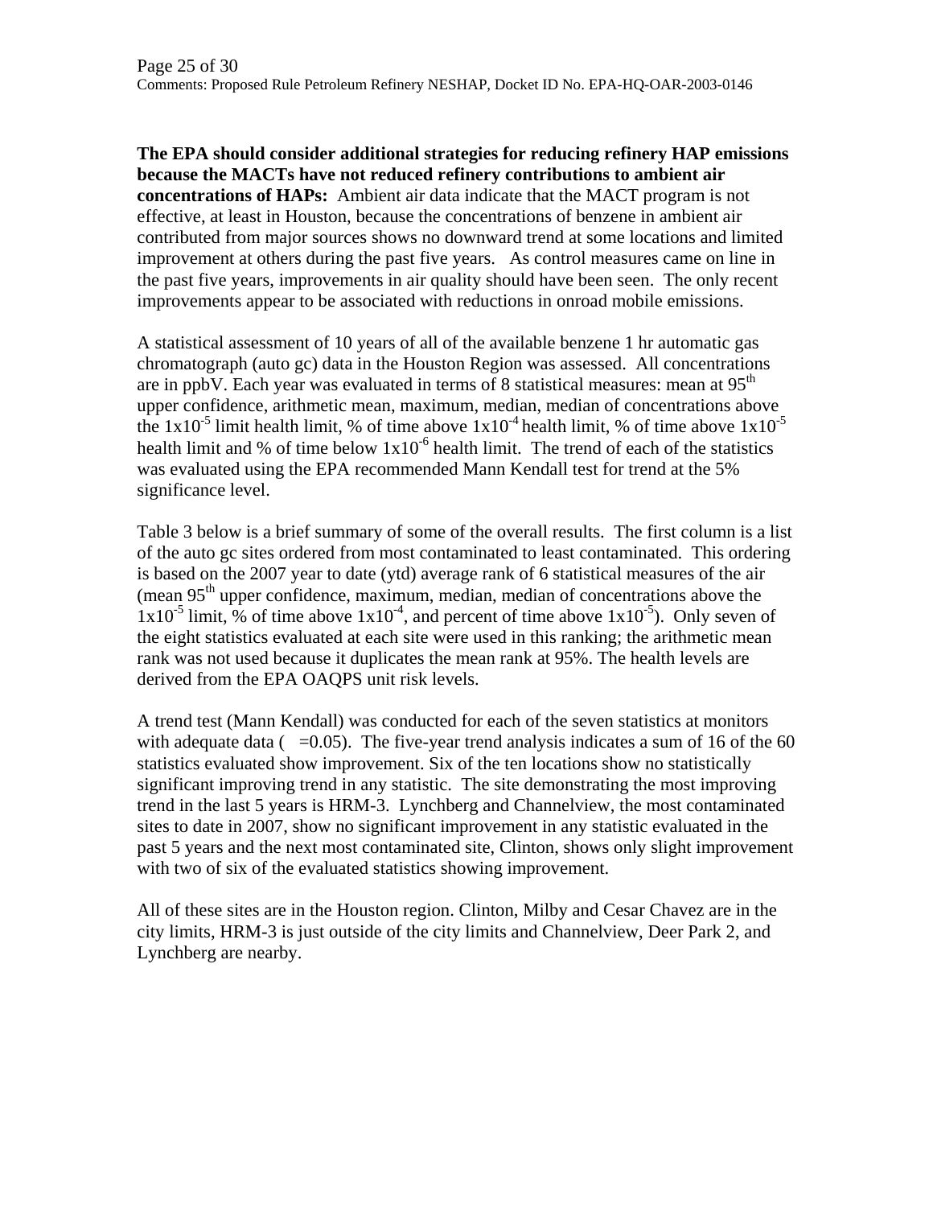**The EPA should consider additional strategies for reducing refinery HAP emissions because the MACTs have not reduced refinery contributions to ambient air concentrations of HAPs:** Ambient air data indicate that the MACT program is not effective, at least in Houston, because the concentrations of benzene in ambient air contributed from major sources shows no downward trend at some locations and limited improvement at others during the past five years. As control measures came on line in the past five years, improvements in air quality should have been seen. The only recent improvements appear to be associated with reductions in onroad mobile emissions.

A statistical assessment of 10 years of all of the available benzene 1 hr automatic gas chromatograph (auto gc) data in the Houston Region was assessed. All concentrations are in ppbV. Each year was evaluated in terms of 8 statistical measures: mean at 95th upper confidence, arithmetic mean, maximum, median, median of concentrations above the $1x10^{-5}$ limit health limit, % of time above $1x10^{-4}$ health limit, % of time above $1x10^{-5}$ health limit and % of time below $1x10^{-6}$ health limit. The trend of each of the statistics was evaluated using the EPA recommended Mann Kendall test for trend at the 5% significance level.

Table 3 below is a brief summary of some of the overall results. The first column is a list of the auto gc sites ordered from most contaminated to least contaminated. This ordering is based on the 2007 year to date (ytd) average rank of 6 statistical measures of the air (mean 95th upper confidence, maximum, median, median of concentrations above the $1x10^{-5}$ limit, % of time above $1x10^{-4}$, and percent of time above $1x10^{-5}$). Only seven of the eight statistics evaluated at each site were used in this ranking; the arithmetic mean rank was not used because it duplicates the mean rank at 95%. The health levels are derived from the EPA OAQPS unit risk levels.

A trend test (Mann Kendall) was conducted for each of the seven statistics at monitors with adequate data ( =0.05). The five-year trend analysis indicates a sum of 16 of the 60 statistics evaluated show improvement. Six of the ten locations show no statistically significant improving trend in any statistic. The site demonstrating the most improving trend in the last 5 years is HRM-3. Lynchberg and Channelview, the most contaminated sites to date in 2007, show no significant improvement in any statistic evaluated in the past 5 years and the next most contaminated site, Clinton, shows only slight improvement with two of six of the evaluated statistics showing improvement.

All of these sites are in the Houston region. Clinton, Milby and Cesar Chavez are in the city limits, HRM-3 is just outside of the city limits and Channelview, Deer Park 2, and Lynchberg are nearby.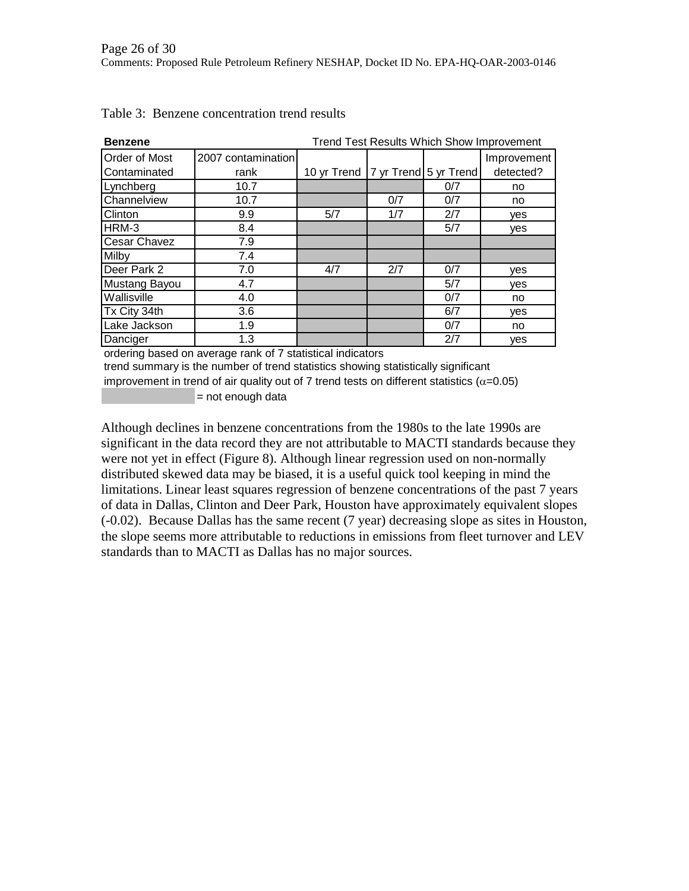Table 3: Benzene concentration trend results

| **Benzene** | | Trend Test Results Which Show Improvement | | | |
|---|---|---|---|---|---|
| Order of Most Contaminated | 2007 contamination rank | 10 yr Trend | 7 yr Trend | 5 yr Trend | Improvement detected? |
| Lynchberg | 10.7 | | | 0/7 | no |
| Channelview | 10.7 | | 0/7 | 0/7 | no |
| Clinton | 9.9 | 5/7 | 1/7 | 2/7 | yes |
| HRM-3 | 8.4 | | | 5/7 | yes |
| Cesar Chavez | 7.9 | | | | |
| Milby | 7.4 | | | | |
| Deer Park 2 | 7.0 | 4/7 | 2/7 | 0/7 | yes |
| Mustang Bayou | 4.7 | | | 5/7 | yes |
| Wallisville | 4.0 | | | 0/7 | no |
| Tx City 34th | 3.6 | | | 6/7 | yes |
| Lake Jackson | 1.9 | | | 0/7 | no |
| Danciger | 1.3 | | | 2/7 | yes |

ordering based on average rank of 7 statistical indicators

trend summary is the number of trend statistics showing statistically significant improvement in trend of air quality out of 7 trend tests on different statistics ($\alpha$=0.05)

(shaded) = not enough data

Although declines in benzene concentrations from the 1980s to the late 1990s are significant in the data record they are not attributable to MACTI standards because they were not yet in effect (Figure 8). Although linear regression used on non-normally distributed skewed data may be biased, it is a useful quick tool keeping in mind the limitations. Linear least squares regression of benzene concentrations of the past 7 years of data in Dallas, Clinton and Deer Park, Houston have approximately equivalent slopes (-0.02). Because Dallas has the same recent (7 year) decreasing slope as sites in Houston, the slope seems more attributable to reductions in emissions from fleet turnover and LEV standards than to MACTI as Dallas has no major sources.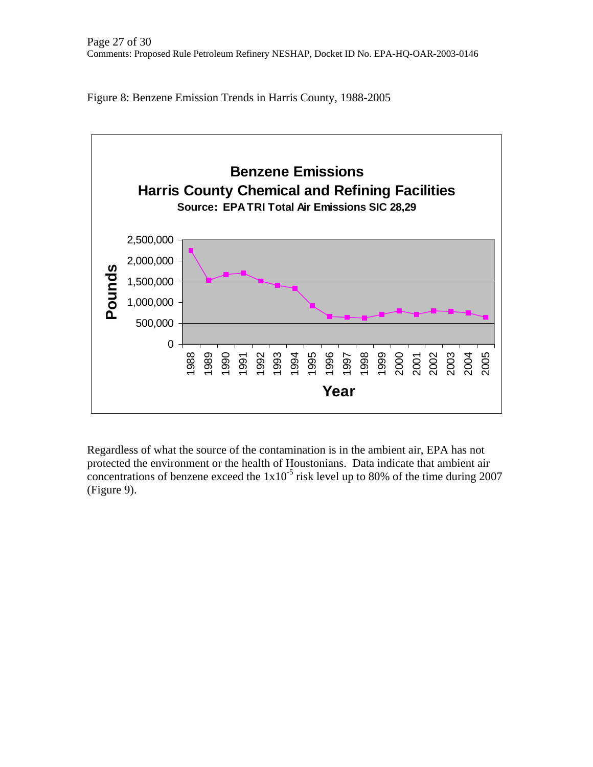Figure 8: Benzene Emission Trends in Harris County, 1988-2005

**Benzene Emissions**
**Harris County Chemical and Refining Facilities**
**Source: EPA TRI Total Air Emissions SIC 28,29**

Regardless of what the source of the contamination is in the ambient air, EPA has not protected the environment or the health of Houstonians. Data indicate that ambient air concentrations of benzene exceed the $1x10^{-5}$ risk level up to 80% of the time during 2007 (Figure 9).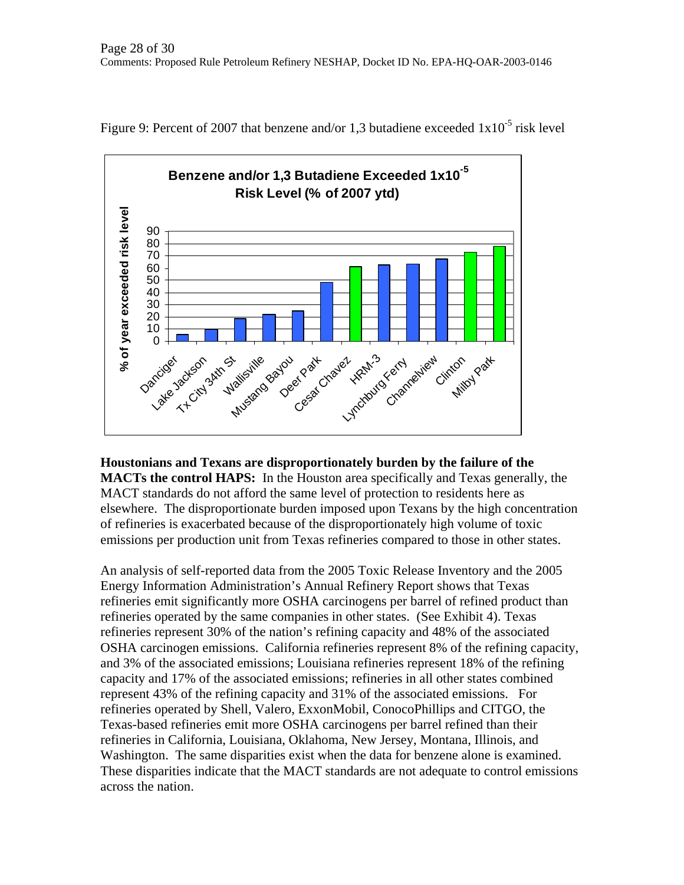Figure 9: Percent of 2007 that benzene and/or 1,3 butadiene exceeded $1x10^{-5}$ risk level

**Houstonians and Texans are disproportionately burden by the failure of the MACTs the control HAPS:** In the Houston area specifically and Texas generally, the MACT standards do not afford the same level of protection to residents here as elsewhere. The disproportionate burden imposed upon Texans by the high concentration of refineries is exacerbated because of the disproportionately high volume of toxic emissions per production unit from Texas refineries compared to those in other states.

An analysis of self-reported data from the 2005 Toxic Release Inventory and the 2005 Energy Information Administration's Annual Refinery Report shows that Texas refineries emit significantly more OSHA carcinogens per barrel of refined product than refineries operated by the same companies in other states. (See Exhibit 4). Texas refineries represent 30% of the nation's refining capacity and 48% of the associated OSHA carcinogen emissions. California refineries represent 8% of the refining capacity, and 3% of the associated emissions; Louisiana refineries represent 18% of the refining capacity and 17% of the associated emissions; refineries in all other states combined represent 43% of the refining capacity and 31% of the associated emissions. For refineries operated by Shell, Valero, ExxonMobil, ConocoPhillips and CITGO, the Texas-based refineries emit more OSHA carcinogens per barrel refined than their refineries in California, Louisiana, Oklahoma, New Jersey, Montana, Illinois, and Washington. The same disparities exist when the data for benzene alone is examined. These disparities indicate that the MACT standards are not adequate to control emissions across the nation.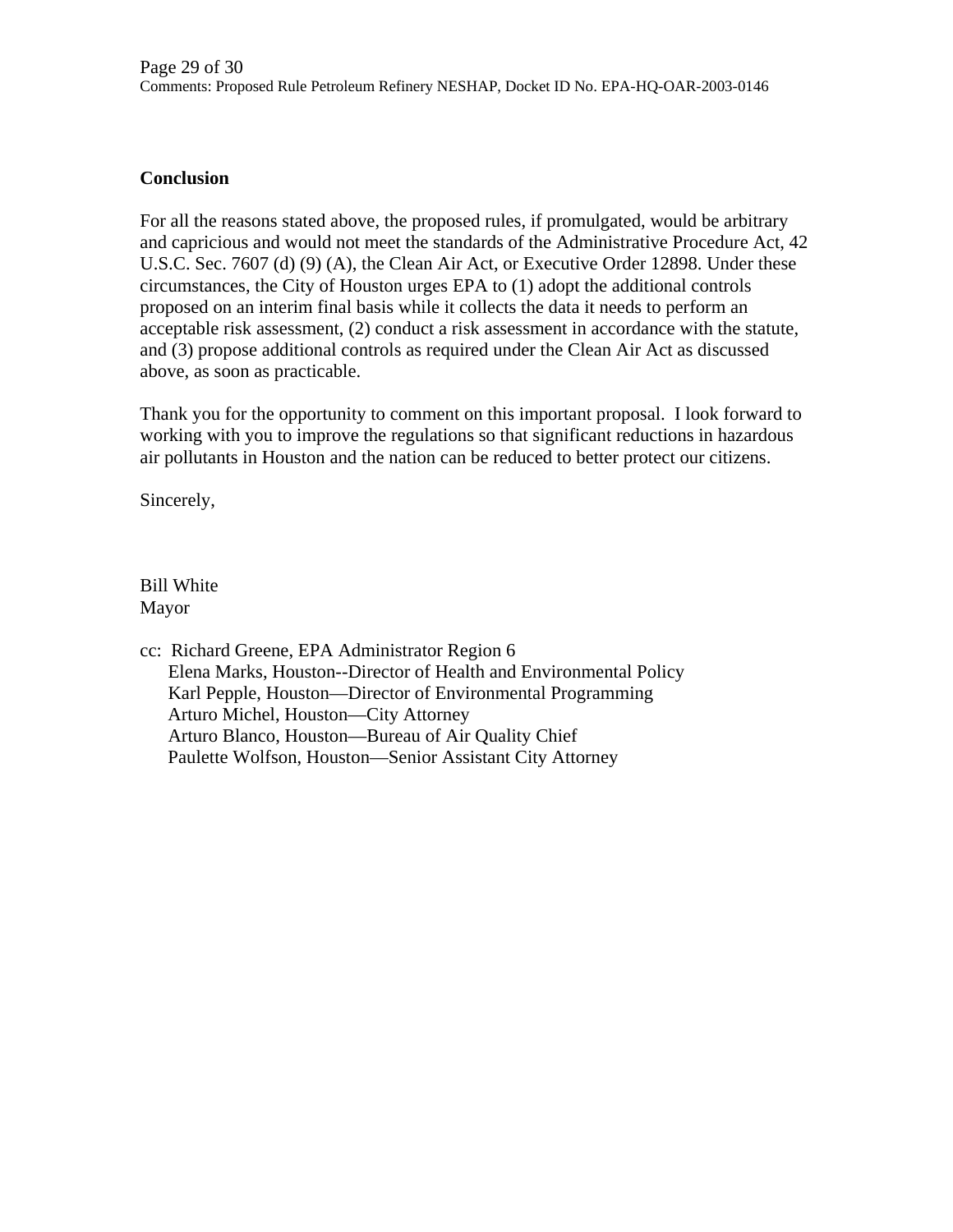**Conclusion**

For all the reasons stated above, the proposed rules, if promulgated, would be arbitrary and capricious and would not meet the standards of the Administrative Procedure Act, 42 U.S.C. Sec. 7607 (d) (9) (A), the Clean Air Act, or Executive Order 12898. Under these circumstances, the City of Houston urges EPA to (1) adopt the additional controls proposed on an interim final basis while it collects the data it needs to perform an acceptable risk assessment, (2) conduct a risk assessment in accordance with the statute, and (3) propose additional controls as required under the Clean Air Act as discussed above, as soon as practicable.

Thank you for the opportunity to comment on this important proposal. I look forward to working with you to improve the regulations so that significant reductions in hazardous air pollutants in Houston and the nation can be reduced to better protect our citizens.

Sincerely,

Bill White
Mayor

cc: Richard Greene, EPA Administrator Region 6
Elena Marks, Houston--Director of Health and Environmental Policy
Karl Pepple, Houston—Director of Environmental Programming
Arturo Michel, Houston—City Attorney
Arturo Blanco, Houston—Bureau of Air Quality Chief
Paulette Wolfson, Houston—Senior Assistant City Attorney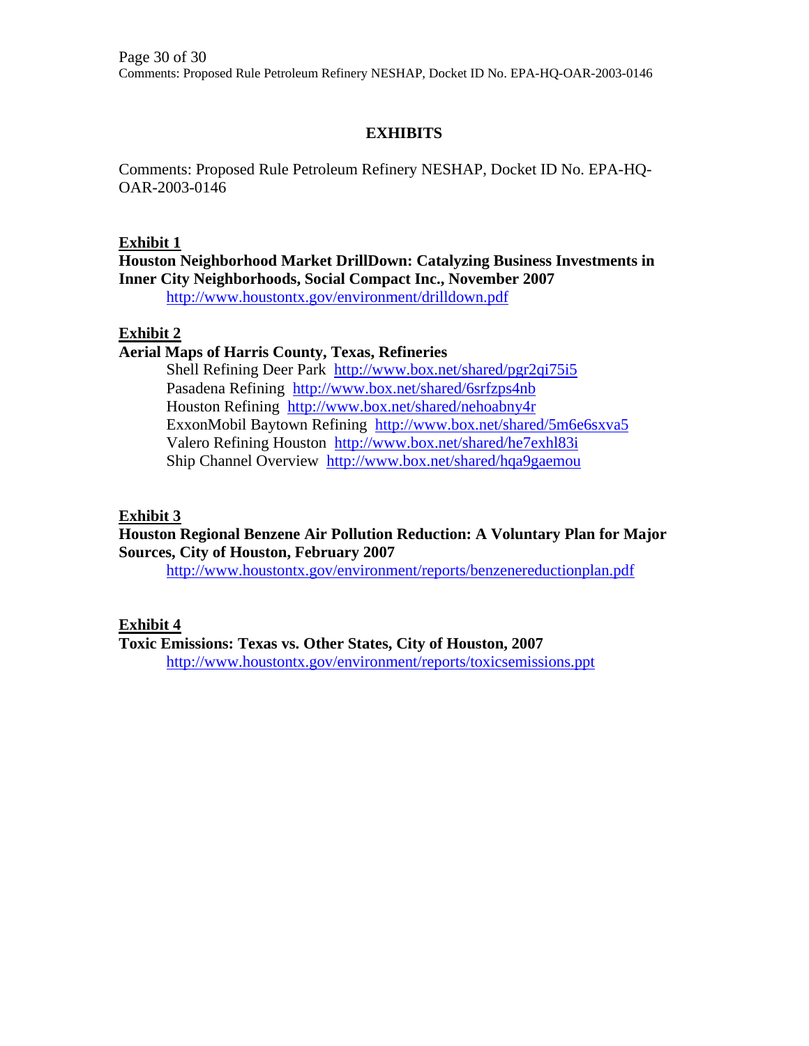# EXHIBITS

Comments: Proposed Rule Petroleum Refinery NESHAP, Docket ID No. EPA-HQ-OAR-2003-0146

**Exhibit 1**

**Houston Neighborhood Market DrillDown: Catalyzing Business Investments in Inner City Neighborhoods, Social Compact Inc., November 2007**

http://www.houstontx.gov/environment/drilldown.pdf

**Exhibit 2**

**Aerial Maps of Harris County, Texas, Refineries**

Shell Refining Deer Park http://www.box.net/shared/pgr2qi75i5
Pasadena Refining http://www.box.net/shared/6srfzps4nb
Houston Refining http://www.box.net/shared/nehoabny4r
ExxonMobil Baytown Refining http://www.box.net/shared/5m6e6sxva5
Valero Refining Houston http://www.box.net/shared/he7exhl83i
Ship Channel Overview http://www.box.net/shared/hqa9gaemou

**Exhibit 3**

**Houston Regional Benzene Air Pollution Reduction: A Voluntary Plan for Major Sources, City of Houston, February 2007**

http://www.houstontx.gov/environment/reports/benzenereductionplan.pdf

**Exhibit 4**

**Toxic Emissions: Texas vs. Other States, City of Houston, 2007**

http://www.houstontx.gov/environment/reports/toxicsemissions.ppt